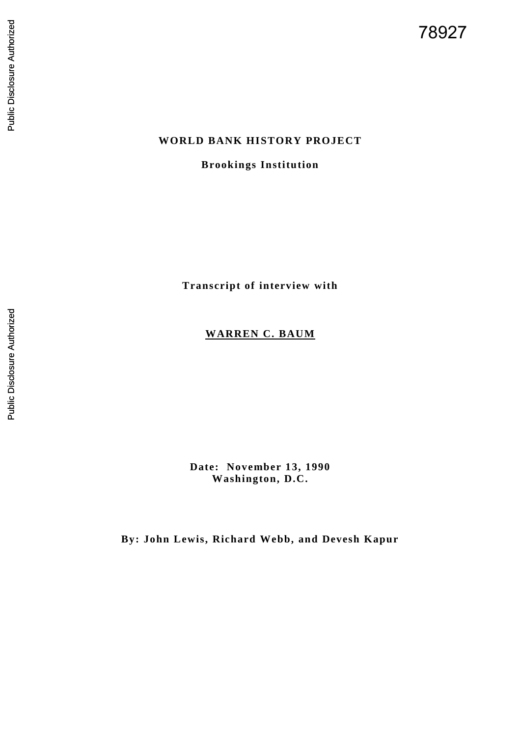78927

# WORLD BANK HISTORY PROJECT

**Brookings Institution**

**Transcript of interview with**

## WARREN C. BAUM

**Date: November 13, 1990**
**Washington, D.C.**

**By: John Lewis, Richard Webb, and Devesh Kapur**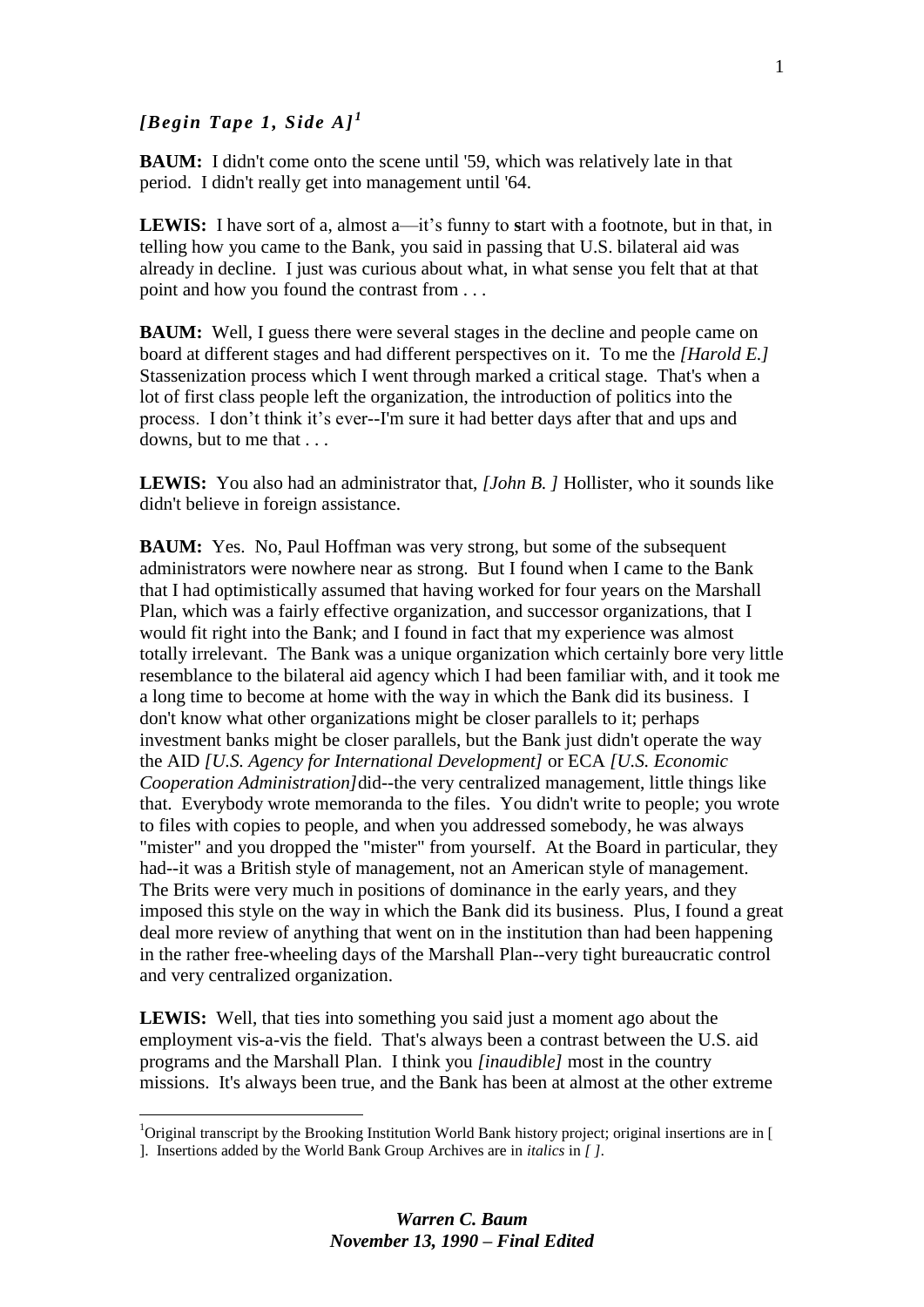***[Begin Tape 1, Side A]***[1]

**BAUM:** I didn't come onto the scene until '59, which was relatively late in that period. I didn't really get into management until '64.

**LEWIS:** I have sort of a, almost a—it's funny to **s**tart with a footnote, but in that, in telling how you came to the Bank, you said in passing that U.S. bilateral aid was already in decline. I just was curious about what, in what sense you felt that at that point and how you found the contrast from . . .

**BAUM:** Well, I guess there were several stages in the decline and people came on board at different stages and had different perspectives on it. To me the *[Harold E.]* Stassenization process which I went through marked a critical stage. That's when a lot of first class people left the organization, the introduction of politics into the process. I don't think it's ever--I'm sure it had better days after that and ups and downs, but to me that . . .

**LEWIS:** You also had an administrator that, *[John B. ]* Hollister, who it sounds like didn't believe in foreign assistance.

**BAUM:** Yes. No, Paul Hoffman was very strong, but some of the subsequent administrators were nowhere near as strong. But I found when I came to the Bank that I had optimistically assumed that having worked for four years on the Marshall Plan, which was a fairly effective organization, and successor organizations, that I would fit right into the Bank; and I found in fact that my experience was almost totally irrelevant. The Bank was a unique organization which certainly bore very little resemblance to the bilateral aid agency which I had been familiar with, and it took me a long time to become at home with the way in which the Bank did its business. I don't know what other organizations might be closer parallels to it; perhaps investment banks might be closer parallels, but the Bank just didn't operate the way the AID *[U.S. Agency for International Development]* or ECA *[U.S. Economic Cooperation Administration]* did--the very centralized management, little things like that. Everybody wrote memoranda to the files. You didn't write to people; you wrote to files with copies to people, and when you addressed somebody, he was always "mister" and you dropped the "mister" from yourself. At the Board in particular, they had--it was a British style of management, not an American style of management. The Brits were very much in positions of dominance in the early years, and they imposed this style on the way in which the Bank did its business. Plus, I found a great deal more review of anything that went on in the institution than had been happening in the rather free-wheeling days of the Marshall Plan--very tight bureaucratic control and very centralized organization.

**LEWIS:** Well, that ties into something you said just a moment ago about the employment vis-a-vis the field. That's always been a contrast between the U.S. aid programs and the Marshall Plan. I think you *[inaudible]* most in the country missions. It's always been true, and the Bank has been at almost at the other extreme

---

[1] Original transcript by the Brooking Institution World Bank history project; original insertions are in [ ]. Insertions added by the World Bank Group Archives are in *italics* in *[ ]*.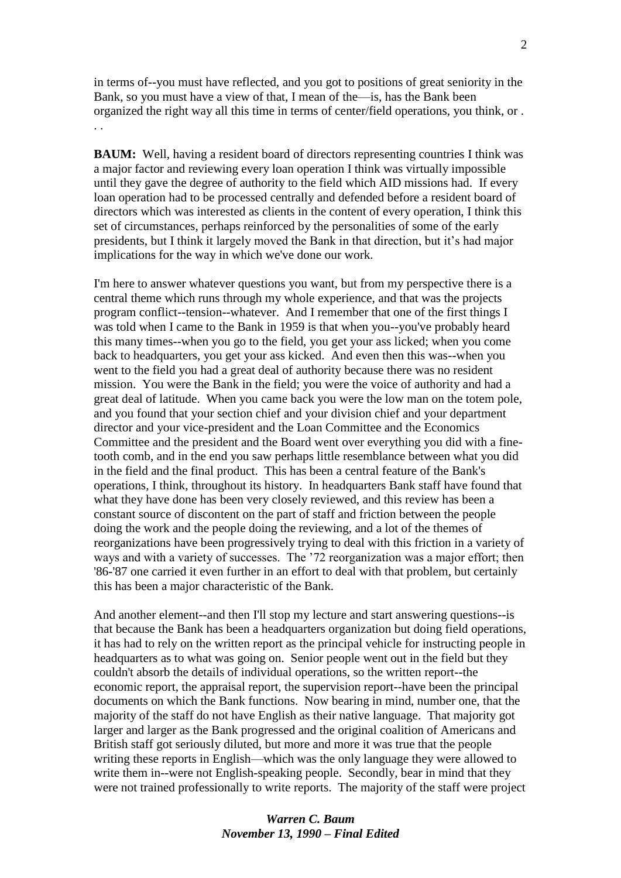in terms of--you must have reflected, and you got to positions of great seniority in the Bank, so you must have a view of that, I mean of the—is, has the Bank been organized the right way all this time in terms of center/field operations, you think, or . . .

**BAUM:** Well, having a resident board of directors representing countries I think was a major factor and reviewing every loan operation I think was virtually impossible until they gave the degree of authority to the field which AID missions had. If every loan operation had to be processed centrally and defended before a resident board of directors which was interested as clients in the content of every operation, I think this set of circumstances, perhaps reinforced by the personalities of some of the early presidents, but I think it largely moved the Bank in that direction, but it's had major implications for the way in which we've done our work.

I'm here to answer whatever questions you want, but from my perspective there is a central theme which runs through my whole experience, and that was the projects program conflict--tension--whatever. And I remember that one of the first things I was told when I came to the Bank in 1959 is that when you--you've probably heard this many times--when you go to the field, you get your ass licked; when you come back to headquarters, you get your ass kicked. And even then this was--when you went to the field you had a great deal of authority because there was no resident mission. You were the Bank in the field; you were the voice of authority and had a great deal of latitude. When you came back you were the low man on the totem pole, and you found that your section chief and your division chief and your department director and your vice-president and the Loan Committee and the Economics Committee and the president and the Board went over everything you did with a fine-tooth comb, and in the end you saw perhaps little resemblance between what you did in the field and the final product. This has been a central feature of the Bank's operations, I think, throughout its history. In headquarters Bank staff have found that what they have done has been very closely reviewed, and this review has been a constant source of discontent on the part of staff and friction between the people doing the work and the people doing the reviewing, and a lot of the themes of reorganizations have been progressively trying to deal with this friction in a variety of ways and with a variety of successes. The '72 reorganization was a major effort; then '86-'87 one carried it even further in an effort to deal with that problem, but certainly this has been a major characteristic of the Bank.

And another element--and then I'll stop my lecture and start answering questions--is that because the Bank has been a headquarters organization but doing field operations, it has had to rely on the written report as the principal vehicle for instructing people in headquarters as to what was going on. Senior people went out in the field but they couldn't absorb the details of individual operations, so the written report--the economic report, the appraisal report, the supervision report--have been the principal documents on which the Bank functions. Now bearing in mind, number one, that the majority of the staff do not have English as their native language. That majority got larger and larger as the Bank progressed and the original coalition of Americans and British staff got seriously diluted, but more and more it was true that the people writing these reports in English—which was the only language they were allowed to write them in--were not English-speaking people. Secondly, bear in mind that they were not trained professionally to write reports. The majority of the staff were project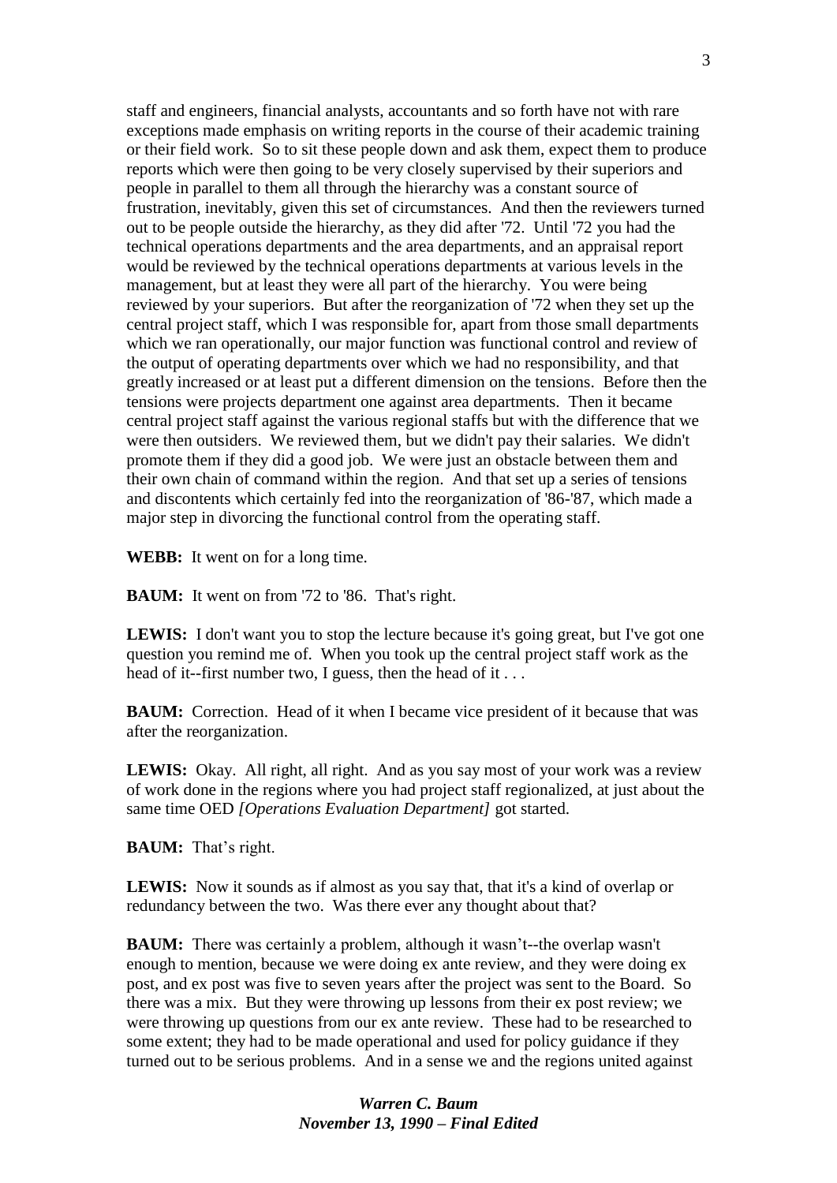staff and engineers, financial analysts, accountants and so forth have not with rare exceptions made emphasis on writing reports in the course of their academic training or their field work. So to sit these people down and ask them, expect them to produce reports which were then going to be very closely supervised by their superiors and people in parallel to them all through the hierarchy was a constant source of frustration, inevitably, given this set of circumstances. And then the reviewers turned out to be people outside the hierarchy, as they did after '72. Until '72 you had the technical operations departments and the area departments, and an appraisal report would be reviewed by the technical operations departments at various levels in the management, but at least they were all part of the hierarchy. You were being reviewed by your superiors. But after the reorganization of '72 when they set up the central project staff, which I was responsible for, apart from those small departments which we ran operationally, our major function was functional control and review of the output of operating departments over which we had no responsibility, and that greatly increased or at least put a different dimension on the tensions. Before then the tensions were projects department one against area departments. Then it became central project staff against the various regional staffs but with the difference that we were then outsiders. We reviewed them, but we didn't pay their salaries. We didn't promote them if they did a good job. We were just an obstacle between them and their own chain of command within the region. And that set up a series of tensions and discontents which certainly fed into the reorganization of '86-'87, which made a major step in divorcing the functional control from the operating staff.

**WEBB:** It went on for a long time.

**BAUM:** It went on from '72 to '86. That's right.

**LEWIS:** I don't want you to stop the lecture because it's going great, but I've got one question you remind me of. When you took up the central project staff work as the head of it--first number two, I guess, then the head of it . . .

**BAUM:** Correction. Head of it when I became vice president of it because that was after the reorganization.

**LEWIS:** Okay. All right, all right. And as you say most of your work was a review of work done in the regions where you had project staff regionalized, at just about the same time OED *[Operations Evaluation Department]* got started.

**BAUM:** That's right.

**LEWIS:** Now it sounds as if almost as you say that, that it's a kind of overlap or redundancy between the two. Was there ever any thought about that?

**BAUM:** There was certainly a problem, although it wasn't--the overlap wasn't enough to mention, because we were doing ex ante review, and they were doing ex post, and ex post was five to seven years after the project was sent to the Board. So there was a mix. But they were throwing up lessons from their ex post review; we were throwing up questions from our ex ante review. These had to be researched to some extent; they had to be made operational and used for policy guidance if they turned out to be serious problems. And in a sense we and the regions united against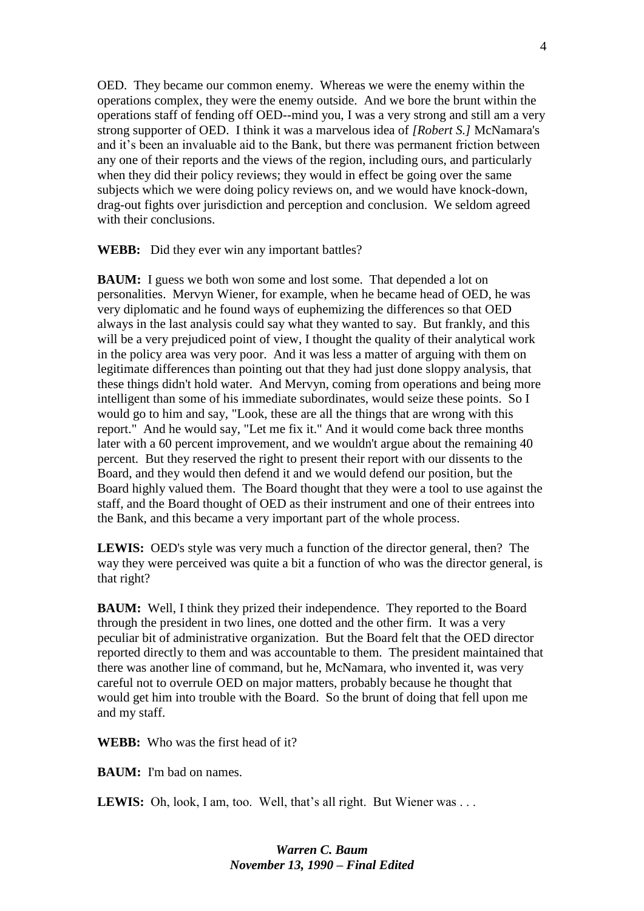OED. They became our common enemy. Whereas we were the enemy within the operations complex, they were the enemy outside. And we bore the brunt within the operations staff of fending off OED--mind you, I was a very strong and still am a very strong supporter of OED. I think it was a marvelous idea of *[Robert S.]* McNamara's and it's been an invaluable aid to the Bank, but there was permanent friction between any one of their reports and the views of the region, including ours, and particularly when they did their policy reviews; they would in effect be going over the same subjects which we were doing policy reviews on, and we would have knock-down, drag-out fights over jurisdiction and perception and conclusion. We seldom agreed with their conclusions.

**WEBB:** Did they ever win any important battles?

**BAUM:** I guess we both won some and lost some. That depended a lot on personalities. Mervyn Wiener, for example, when he became head of OED, he was very diplomatic and he found ways of euphemizing the differences so that OED always in the last analysis could say what they wanted to say. But frankly, and this will be a very prejudiced point of view, I thought the quality of their analytical work in the policy area was very poor. And it was less a matter of arguing with them on legitimate differences than pointing out that they had just done sloppy analysis, that these things didn't hold water. And Mervyn, coming from operations and being more intelligent than some of his immediate subordinates, would seize these points. So I would go to him and say, "Look, these are all the things that are wrong with this report." And he would say, "Let me fix it." And it would come back three months later with a 60 percent improvement, and we wouldn't argue about the remaining 40 percent. But they reserved the right to present their report with our dissents to the Board, and they would then defend it and we would defend our position, but the Board highly valued them. The Board thought that they were a tool to use against the staff, and the Board thought of OED as their instrument and one of their entrees into the Bank, and this became a very important part of the whole process.

**LEWIS:** OED's style was very much a function of the director general, then? The way they were perceived was quite a bit a function of who was the director general, is that right?

**BAUM:** Well, I think they prized their independence. They reported to the Board through the president in two lines, one dotted and the other firm. It was a very peculiar bit of administrative organization. But the Board felt that the OED director reported directly to them and was accountable to them. The president maintained that there was another line of command, but he, McNamara, who invented it, was very careful not to overrule OED on major matters, probably because he thought that would get him into trouble with the Board. So the brunt of doing that fell upon me and my staff.

**WEBB:** Who was the first head of it?

**BAUM:** I'm bad on names.

**LEWIS:** Oh, look, I am, too. Well, that's all right. But Wiener was . . .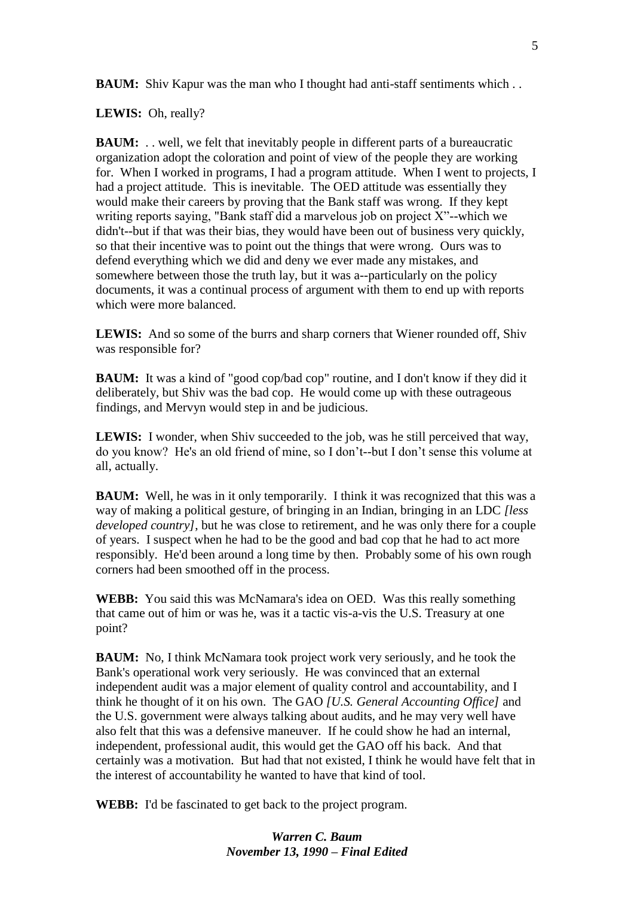**BAUM:** Shiv Kapur was the man who I thought had anti-staff sentiments which . .

**LEWIS:** Oh, really?

**BAUM:** . . well, we felt that inevitably people in different parts of a bureaucratic organization adopt the coloration and point of view of the people they are working for. When I worked in programs, I had a program attitude. When I went to projects, I had a project attitude. This is inevitable. The OED attitude was essentially they would make their careers by proving that the Bank staff was wrong. If they kept writing reports saying, "Bank staff did a marvelous job on project X"--which we didn't--but if that was their bias, they would have been out of business very quickly, so that their incentive was to point out the things that were wrong. Ours was to defend everything which we did and deny we ever made any mistakes, and somewhere between those the truth lay, but it was a--particularly on the policy documents, it was a continual process of argument with them to end up with reports which were more balanced.

**LEWIS:** And so some of the burrs and sharp corners that Wiener rounded off, Shiv was responsible for?

**BAUM:** It was a kind of "good cop/bad cop" routine, and I don't know if they did it deliberately, but Shiv was the bad cop. He would come up with these outrageous findings, and Mervyn would step in and be judicious.

**LEWIS:** I wonder, when Shiv succeeded to the job, was he still perceived that way, do you know? He's an old friend of mine, so I don't--but I don't sense this volume at all, actually.

**BAUM:** Well, he was in it only temporarily. I think it was recognized that this was a way of making a political gesture, of bringing in an Indian, bringing in an LDC *[less developed country]*, but he was close to retirement, and he was only there for a couple of years. I suspect when he had to be the good and bad cop that he had to act more responsibly. He'd been around a long time by then. Probably some of his own rough corners had been smoothed off in the process.

**WEBB:** You said this was McNamara's idea on OED. Was this really something that came out of him or was he, was it a tactic vis-a-vis the U.S. Treasury at one point?

**BAUM:** No, I think McNamara took project work very seriously, and he took the Bank's operational work very seriously. He was convinced that an external independent audit was a major element of quality control and accountability, and I think he thought of it on his own. The GAO *[U.S. General Accounting Office]* and the U.S. government were always talking about audits, and he may very well have also felt that this was a defensive maneuver. If he could show he had an internal, independent, professional audit, this would get the GAO off his back. And that certainly was a motivation. But had that not existed, I think he would have felt that in the interest of accountability he wanted to have that kind of tool.

**WEBB:** I'd be fascinated to get back to the project program.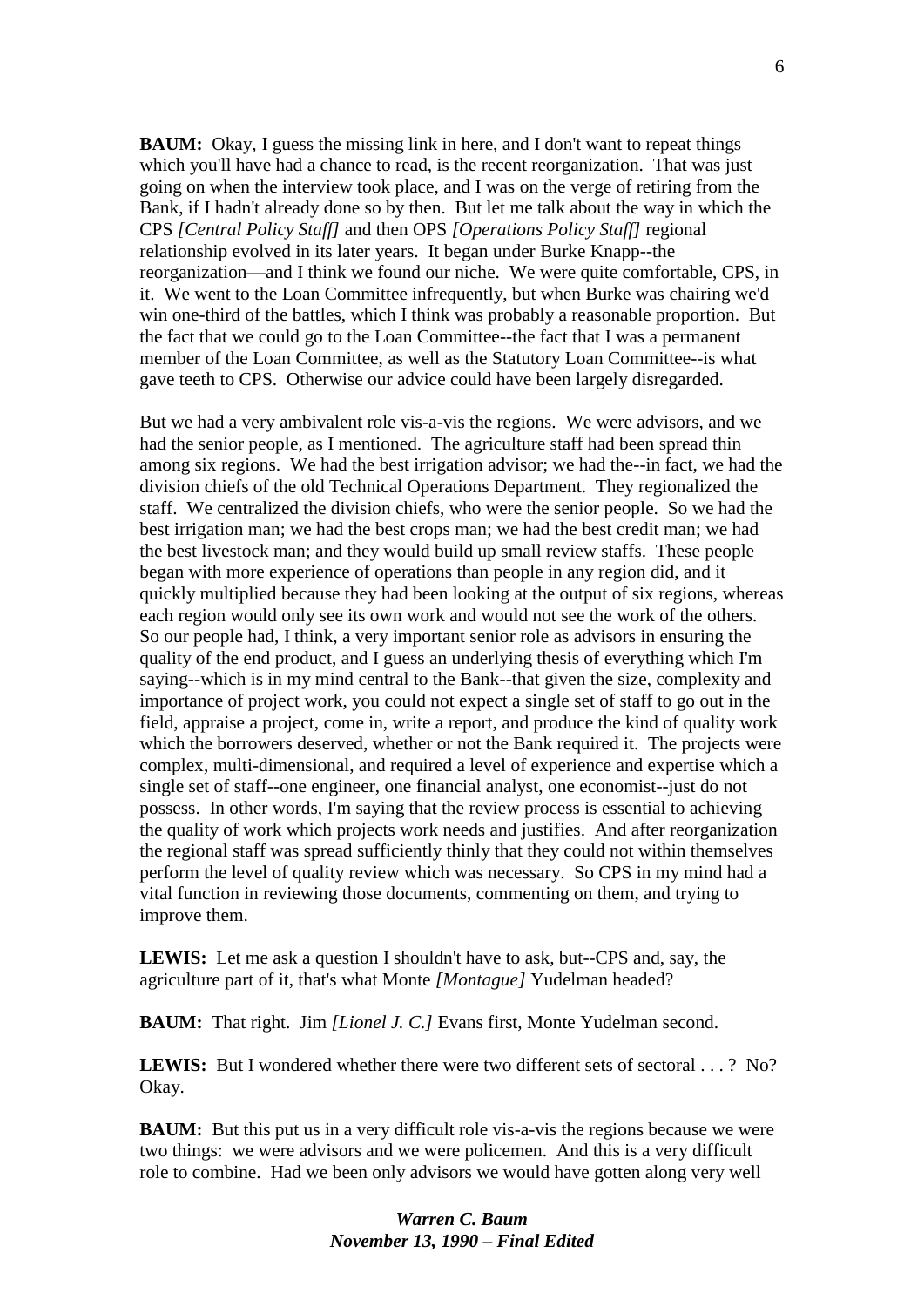**BAUM:** Okay, I guess the missing link in here, and I don't want to repeat things which you'll have had a chance to read, is the recent reorganization. That was just going on when the interview took place, and I was on the verge of retiring from the Bank, if I hadn't already done so by then. But let me talk about the way in which the CPS *[Central Policy Staff]* and then OPS *[Operations Policy Staff]* regional relationship evolved in its later years. It began under Burke Knapp--the reorganization—and I think we found our niche. We were quite comfortable, CPS, in it. We went to the Loan Committee infrequently, but when Burke was chairing we'd win one-third of the battles, which I think was probably a reasonable proportion. But the fact that we could go to the Loan Committee--the fact that I was a permanent member of the Loan Committee, as well as the Statutory Loan Committee--is what gave teeth to CPS. Otherwise our advice could have been largely disregarded.

But we had a very ambivalent role vis-a-vis the regions. We were advisors, and we had the senior people, as I mentioned. The agriculture staff had been spread thin among six regions. We had the best irrigation advisor; we had the--in fact, we had the division chiefs of the old Technical Operations Department. They regionalized the staff. We centralized the division chiefs, who were the senior people. So we had the best irrigation man; we had the best crops man; we had the best credit man; we had the best livestock man; and they would build up small review staffs. These people began with more experience of operations than people in any region did, and it quickly multiplied because they had been looking at the output of six regions, whereas each region would only see its own work and would not see the work of the others. So our people had, I think, a very important senior role as advisors in ensuring the quality of the end product, and I guess an underlying thesis of everything which I'm saying--which is in my mind central to the Bank--that given the size, complexity and importance of project work, you could not expect a single set of staff to go out in the field, appraise a project, come in, write a report, and produce the kind of quality work which the borrowers deserved, whether or not the Bank required it. The projects were complex, multi-dimensional, and required a level of experience and expertise which a single set of staff--one engineer, one financial analyst, one economist--just do not possess. In other words, I'm saying that the review process is essential to achieving the quality of work which projects work needs and justifies. And after reorganization the regional staff was spread sufficiently thinly that they could not within themselves perform the level of quality review which was necessary. So CPS in my mind had a vital function in reviewing those documents, commenting on them, and trying to improve them.

**LEWIS:** Let me ask a question I shouldn't have to ask, but--CPS and, say, the agriculture part of it, that's what Monte *[Montague]* Yudelman headed?

**BAUM:** That right. Jim *[Lionel J. C.]* Evans first, Monte Yudelman second.

**LEWIS:** But I wondered whether there were two different sets of sectoral . . . ? No? Okay.

**BAUM:** But this put us in a very difficult role vis-a-vis the regions because we were two things: we were advisors and we were policemen. And this is a very difficult role to combine. Had we been only advisors we would have gotten along very well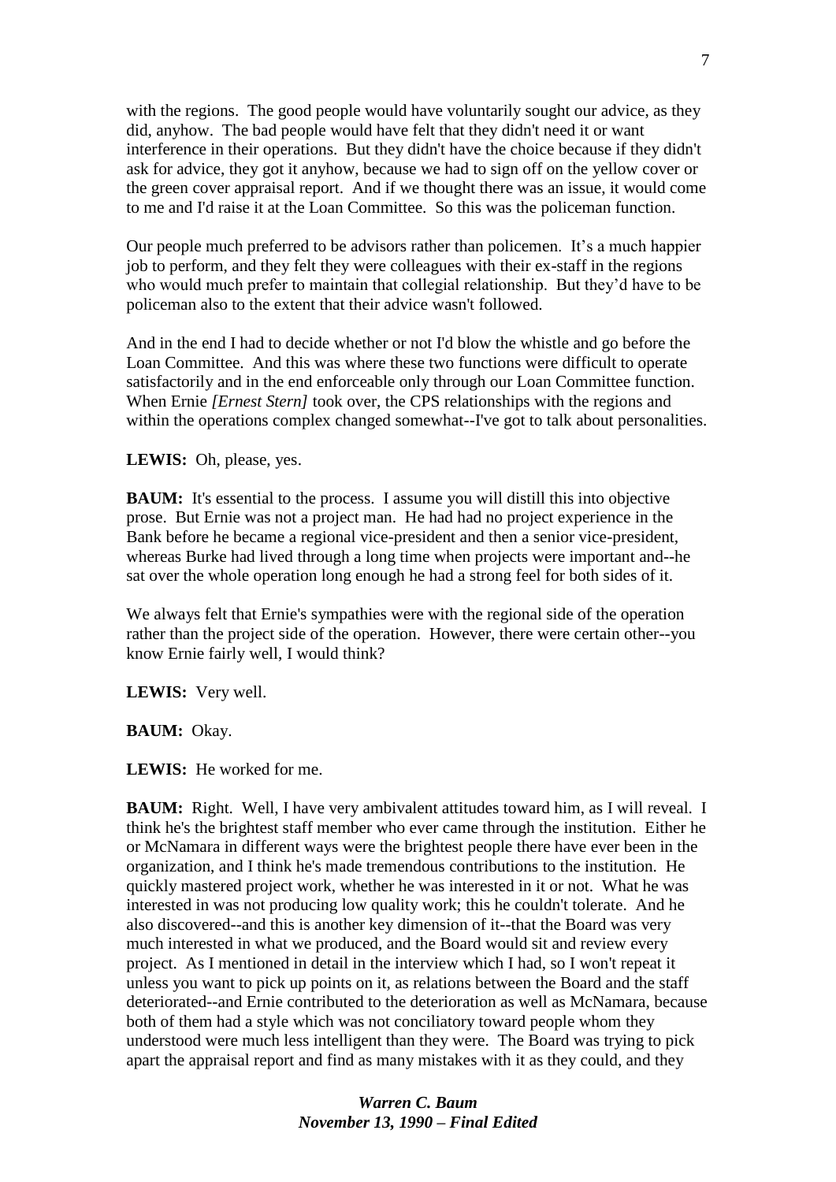with the regions. The good people would have voluntarily sought our advice, as they did, anyhow. The bad people would have felt that they didn't need it or want interference in their operations. But they didn't have the choice because if they didn't ask for advice, they got it anyhow, because we had to sign off on the yellow cover or the green cover appraisal report. And if we thought there was an issue, it would come to me and I'd raise it at the Loan Committee. So this was the policeman function.

Our people much preferred to be advisors rather than policemen. It's a much happier job to perform, and they felt they were colleagues with their ex-staff in the regions who would much prefer to maintain that collegial relationship. But they'd have to be policeman also to the extent that their advice wasn't followed.

And in the end I had to decide whether or not I'd blow the whistle and go before the Loan Committee. And this was where these two functions were difficult to operate satisfactorily and in the end enforceable only through our Loan Committee function. When Ernie *[Ernest Stern]* took over, the CPS relationships with the regions and within the operations complex changed somewhat--I've got to talk about personalities.

**LEWIS:** Oh, please, yes.

**BAUM:** It's essential to the process. I assume you will distill this into objective prose. But Ernie was not a project man. He had had no project experience in the Bank before he became a regional vice-president and then a senior vice-president, whereas Burke had lived through a long time when projects were important and--he sat over the whole operation long enough he had a strong feel for both sides of it.

We always felt that Ernie's sympathies were with the regional side of the operation rather than the project side of the operation. However, there were certain other--you know Ernie fairly well, I would think?

**LEWIS:** Very well.

**BAUM:** Okay.

**LEWIS:** He worked for me.

**BAUM:** Right. Well, I have very ambivalent attitudes toward him, as I will reveal. I think he's the brightest staff member who ever came through the institution. Either he or McNamara in different ways were the brightest people there have ever been in the organization, and I think he's made tremendous contributions to the institution. He quickly mastered project work, whether he was interested in it or not. What he was interested in was not producing low quality work; this he couldn't tolerate. And he also discovered--and this is another key dimension of it--that the Board was very much interested in what we produced, and the Board would sit and review every project. As I mentioned in detail in the interview which I had, so I won't repeat it unless you want to pick up points on it, as relations between the Board and the staff deteriorated--and Ernie contributed to the deterioration as well as McNamara, because both of them had a style which was not conciliatory toward people whom they understood were much less intelligent than they were. The Board was trying to pick apart the appraisal report and find as many mistakes with it as they could, and they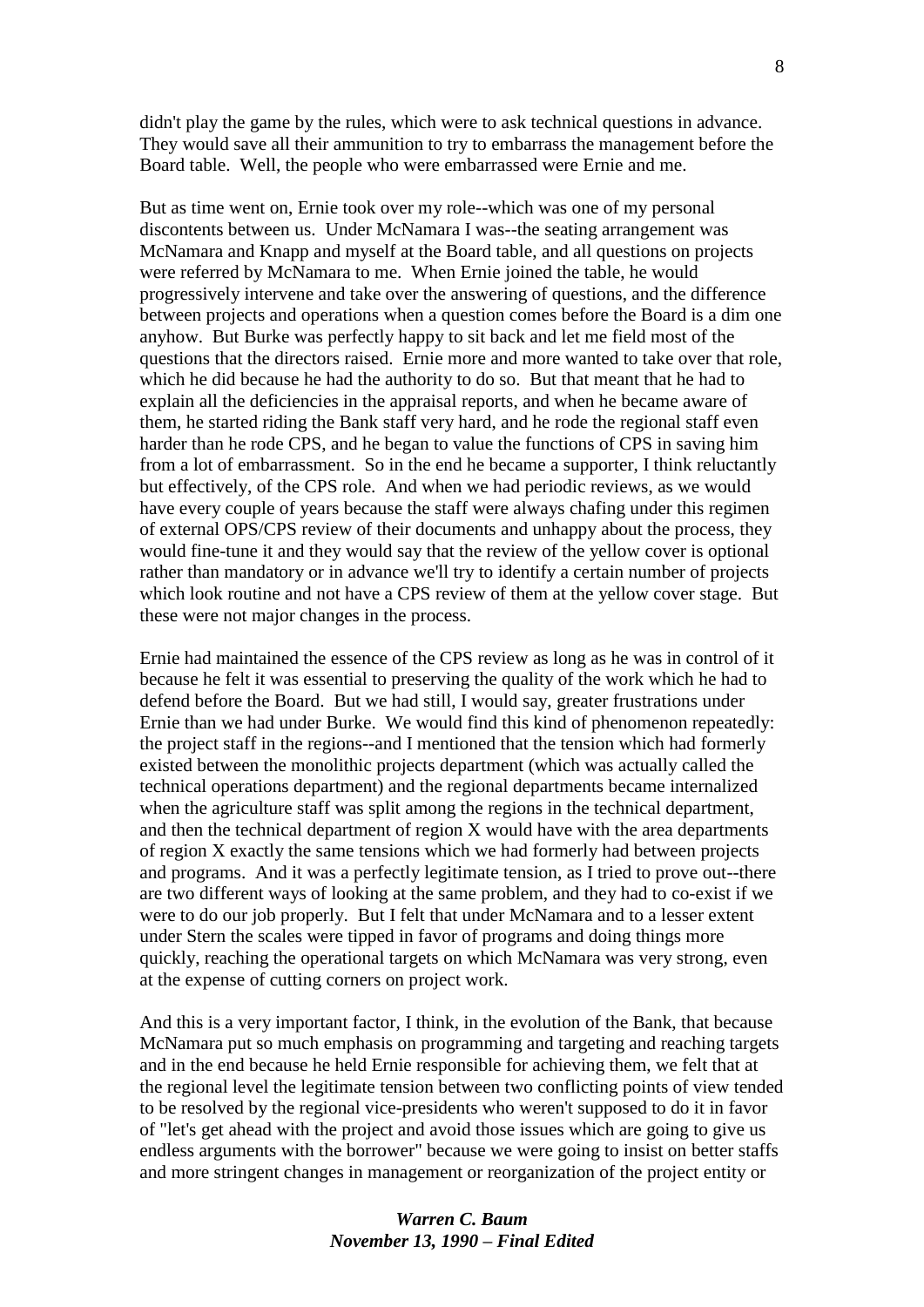didn't play the game by the rules, which were to ask technical questions in advance. They would save all their ammunition to try to embarrass the management before the Board table. Well, the people who were embarrassed were Ernie and me.

But as time went on, Ernie took over my role--which was one of my personal discontents between us. Under McNamara I was--the seating arrangement was McNamara and Knapp and myself at the Board table, and all questions on projects were referred by McNamara to me. When Ernie joined the table, he would progressively intervene and take over the answering of questions, and the difference between projects and operations when a question comes before the Board is a dim one anyhow. But Burke was perfectly happy to sit back and let me field most of the questions that the directors raised. Ernie more and more wanted to take over that role, which he did because he had the authority to do so. But that meant that he had to explain all the deficiencies in the appraisal reports, and when he became aware of them, he started riding the Bank staff very hard, and he rode the regional staff even harder than he rode CPS, and he began to value the functions of CPS in saving him from a lot of embarrassment. So in the end he became a supporter, I think reluctantly but effectively, of the CPS role. And when we had periodic reviews, as we would have every couple of years because the staff were always chafing under this regimen of external OPS/CPS review of their documents and unhappy about the process, they would fine-tune it and they would say that the review of the yellow cover is optional rather than mandatory or in advance we'll try to identify a certain number of projects which look routine and not have a CPS review of them at the yellow cover stage. But these were not major changes in the process.

Ernie had maintained the essence of the CPS review as long as he was in control of it because he felt it was essential to preserving the quality of the work which he had to defend before the Board. But we had still, I would say, greater frustrations under Ernie than we had under Burke. We would find this kind of phenomenon repeatedly: the project staff in the regions--and I mentioned that the tension which had formerly existed between the monolithic projects department (which was actually called the technical operations department) and the regional departments became internalized when the agriculture staff was split among the regions in the technical department, and then the technical department of region X would have with the area departments of region X exactly the same tensions which we had formerly had between projects and programs. And it was a perfectly legitimate tension, as I tried to prove out--there are two different ways of looking at the same problem, and they had to co-exist if we were to do our job properly. But I felt that under McNamara and to a lesser extent under Stern the scales were tipped in favor of programs and doing things more quickly, reaching the operational targets on which McNamara was very strong, even at the expense of cutting corners on project work.

And this is a very important factor, I think, in the evolution of the Bank, that because McNamara put so much emphasis on programming and targeting and reaching targets and in the end because he held Ernie responsible for achieving them, we felt that at the regional level the legitimate tension between two conflicting points of view tended to be resolved by the regional vice-presidents who weren't supposed to do it in favor of "let's get ahead with the project and avoid those issues which are going to give us endless arguments with the borrower" because we were going to insist on better staffs and more stringent changes in management or reorganization of the project entity or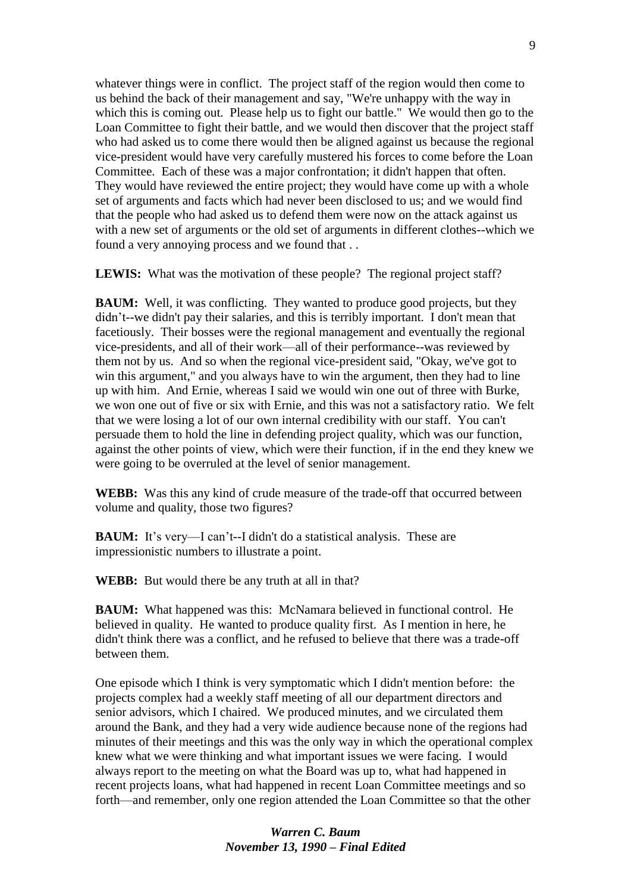whatever things were in conflict. The project staff of the region would then come to us behind the back of their management and say, "We're unhappy with the way in which this is coming out. Please help us to fight our battle." We would then go to the Loan Committee to fight their battle, and we would then discover that the project staff who had asked us to come there would then be aligned against us because the regional vice-president would have very carefully mustered his forces to come before the Loan Committee. Each of these was a major confrontation; it didn't happen that often. They would have reviewed the entire project; they would have come up with a whole set of arguments and facts which had never been disclosed to us; and we would find that the people who had asked us to defend them were now on the attack against us with a new set of arguments or the old set of arguments in different clothes--which we found a very annoying process and we found that . .

**LEWIS:** What was the motivation of these people? The regional project staff?

**BAUM:** Well, it was conflicting. They wanted to produce good projects, but they didn't--we didn't pay their salaries, and this is terribly important. I don't mean that facetiously. Their bosses were the regional management and eventually the regional vice-presidents, and all of their work—all of their performance--was reviewed by them not by us. And so when the regional vice-president said, "Okay, we've got to win this argument," and you always have to win the argument, then they had to line up with him. And Ernie, whereas I said we would win one out of three with Burke, we won one out of five or six with Ernie, and this was not a satisfactory ratio. We felt that we were losing a lot of our own internal credibility with our staff. You can't persuade them to hold the line in defending project quality, which was our function, against the other points of view, which were their function, if in the end they knew we were going to be overruled at the level of senior management.

**WEBB:** Was this any kind of crude measure of the trade-off that occurred between volume and quality, those two figures?

**BAUM:** It's very—I can't--I didn't do a statistical analysis. These are impressionistic numbers to illustrate a point.

**WEBB:** But would there be any truth at all in that?

**BAUM:** What happened was this: McNamara believed in functional control. He believed in quality. He wanted to produce quality first. As I mention in here, he didn't think there was a conflict, and he refused to believe that there was a trade-off between them.

One episode which I think is very symptomatic which I didn't mention before: the projects complex had a weekly staff meeting of all our department directors and senior advisors, which I chaired. We produced minutes, and we circulated them around the Bank, and they had a very wide audience because none of the regions had minutes of their meetings and this was the only way in which the operational complex knew what we were thinking and what important issues we were facing. I would always report to the meeting on what the Board was up to, what had happened in recent projects loans, what had happened in recent Loan Committee meetings and so forth—and remember, only one region attended the Loan Committee so that the other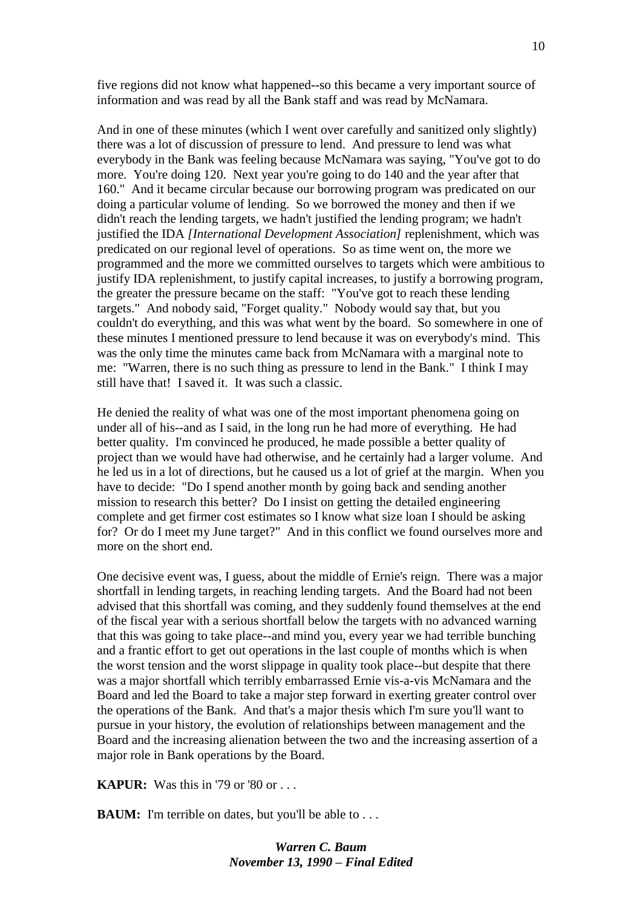five regions did not know what happened--so this became a very important source of information and was read by all the Bank staff and was read by McNamara.

And in one of these minutes (which I went over carefully and sanitized only slightly) there was a lot of discussion of pressure to lend. And pressure to lend was what everybody in the Bank was feeling because McNamara was saying, "You've got to do more. You're doing 120. Next year you're going to do 140 and the year after that 160." And it became circular because our borrowing program was predicated on our doing a particular volume of lending. So we borrowed the money and then if we didn't reach the lending targets, we hadn't justified the lending program; we hadn't justified the IDA *[International Development Association]* replenishment, which was predicated on our regional level of operations. So as time went on, the more we programmed and the more we committed ourselves to targets which were ambitious to justify IDA replenishment, to justify capital increases, to justify a borrowing program, the greater the pressure became on the staff: "You've got to reach these lending targets." And nobody said, "Forget quality." Nobody would say that, but you couldn't do everything, and this was what went by the board. So somewhere in one of these minutes I mentioned pressure to lend because it was on everybody's mind. This was the only time the minutes came back from McNamara with a marginal note to me: "Warren, there is no such thing as pressure to lend in the Bank." I think I may still have that! I saved it. It was such a classic.

He denied the reality of what was one of the most important phenomena going on under all of his--and as I said, in the long run he had more of everything. He had better quality. I'm convinced he produced, he made possible a better quality of project than we would have had otherwise, and he certainly had a larger volume. And he led us in a lot of directions, but he caused us a lot of grief at the margin. When you have to decide: "Do I spend another month by going back and sending another mission to research this better? Do I insist on getting the detailed engineering complete and get firmer cost estimates so I know what size loan I should be asking for? Or do I meet my June target?" And in this conflict we found ourselves more and more on the short end.

One decisive event was, I guess, about the middle of Ernie's reign. There was a major shortfall in lending targets, in reaching lending targets. And the Board had not been advised that this shortfall was coming, and they suddenly found themselves at the end of the fiscal year with a serious shortfall below the targets with no advanced warning that this was going to take place--and mind you, every year we had terrible bunching and a frantic effort to get out operations in the last couple of months which is when the worst tension and the worst slippage in quality took place--but despite that there was a major shortfall which terribly embarrassed Ernie vis-a-vis McNamara and the Board and led the Board to take a major step forward in exerting greater control over the operations of the Bank. And that's a major thesis which I'm sure you'll want to pursue in your history, the evolution of relationships between management and the Board and the increasing alienation between the two and the increasing assertion of a major role in Bank operations by the Board.

**KAPUR:** Was this in '79 or '80 or . . .

**BAUM:** I'm terrible on dates, but you'll be able to . . .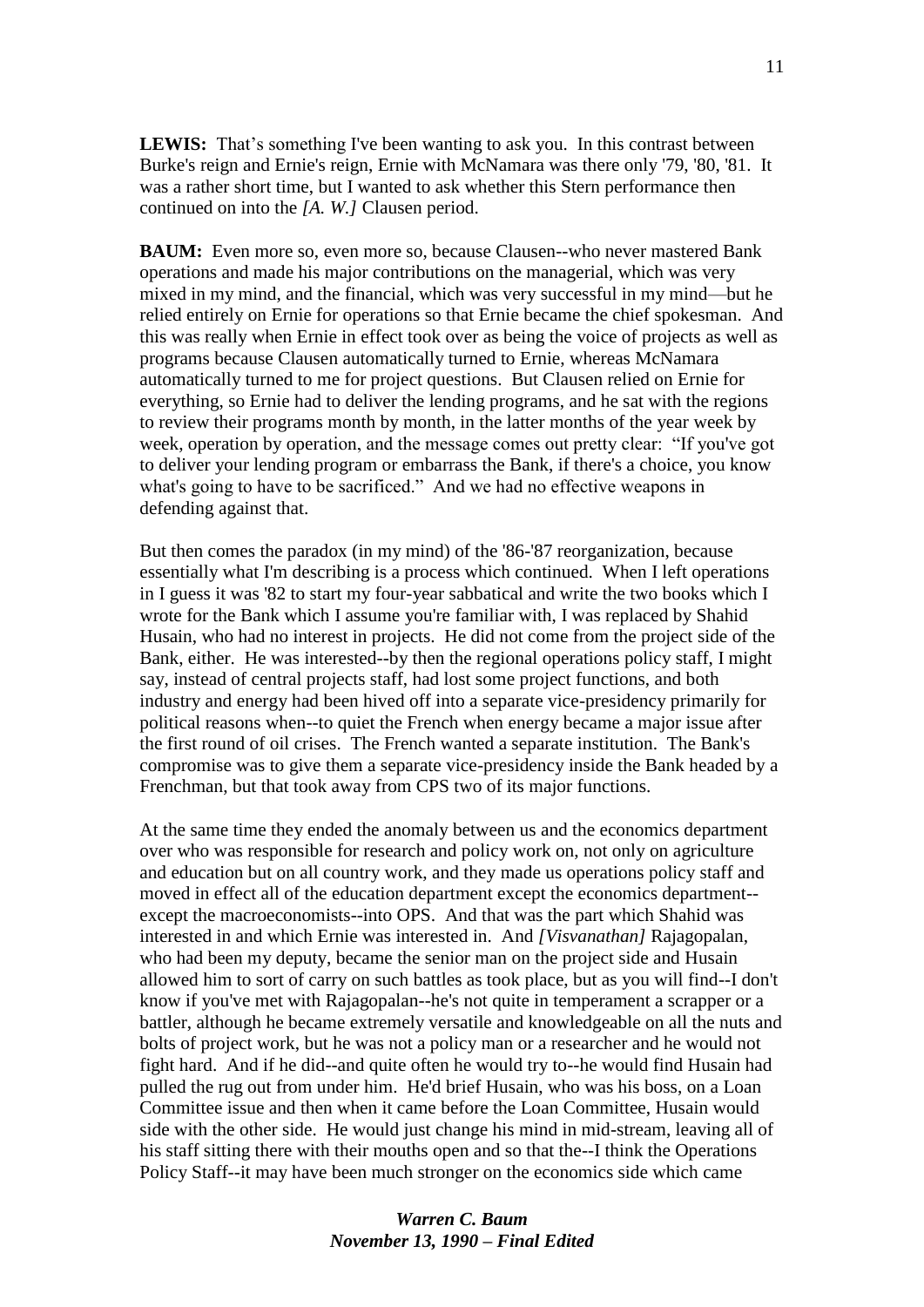**LEWIS:** That's something I've been wanting to ask you. In this contrast between Burke's reign and Ernie's reign, Ernie with McNamara was there only '79, '80, '81. It was a rather short time, but I wanted to ask whether this Stern performance then continued on into the *[A. W.]* Clausen period.

**BAUM:** Even more so, even more so, because Clausen--who never mastered Bank operations and made his major contributions on the managerial, which was very mixed in my mind, and the financial, which was very successful in my mind—but he relied entirely on Ernie for operations so that Ernie became the chief spokesman. And this was really when Ernie in effect took over as being the voice of projects as well as programs because Clausen automatically turned to Ernie, whereas McNamara automatically turned to me for project questions. But Clausen relied on Ernie for everything, so Ernie had to deliver the lending programs, and he sat with the regions to review their programs month by month, in the latter months of the year week by week, operation by operation, and the message comes out pretty clear: "If you've got to deliver your lending program or embarrass the Bank, if there's a choice, you know what's going to have to be sacrificed." And we had no effective weapons in defending against that.

But then comes the paradox (in my mind) of the '86-'87 reorganization, because essentially what I'm describing is a process which continued. When I left operations in I guess it was '82 to start my four-year sabbatical and write the two books which I wrote for the Bank which I assume you're familiar with, I was replaced by Shahid Husain, who had no interest in projects. He did not come from the project side of the Bank, either. He was interested--by then the regional operations policy staff, I might say, instead of central projects staff, had lost some project functions, and both industry and energy had been hived off into a separate vice-presidency primarily for political reasons when--to quiet the French when energy became a major issue after the first round of oil crises. The French wanted a separate institution. The Bank's compromise was to give them a separate vice-presidency inside the Bank headed by a Frenchman, but that took away from CPS two of its major functions.

At the same time they ended the anomaly between us and the economics department over who was responsible for research and policy work on, not only on agriculture and education but on all country work, and they made us operations policy staff and moved in effect all of the education department except the economics department--except the macroeconomists--into OPS. And that was the part which Shahid was interested in and which Ernie was interested in. And *[Visvanathan]* Rajagopalan, who had been my deputy, became the senior man on the project side and Husain allowed him to sort of carry on such battles as took place, but as you will find--I don't know if you've met with Rajagopalan--he's not quite in temperament a scrapper or a battler, although he became extremely versatile and knowledgeable on all the nuts and bolts of project work, but he was not a policy man or a researcher and he would not fight hard. And if he did--and quite often he would try to--he would find Husain had pulled the rug out from under him. He'd brief Husain, who was his boss, on a Loan Committee issue and then when it came before the Loan Committee, Husain would side with the other side. He would just change his mind in mid-stream, leaving all of his staff sitting there with their mouths open and so that the--I think the Operations Policy Staff--it may have been much stronger on the economics side which came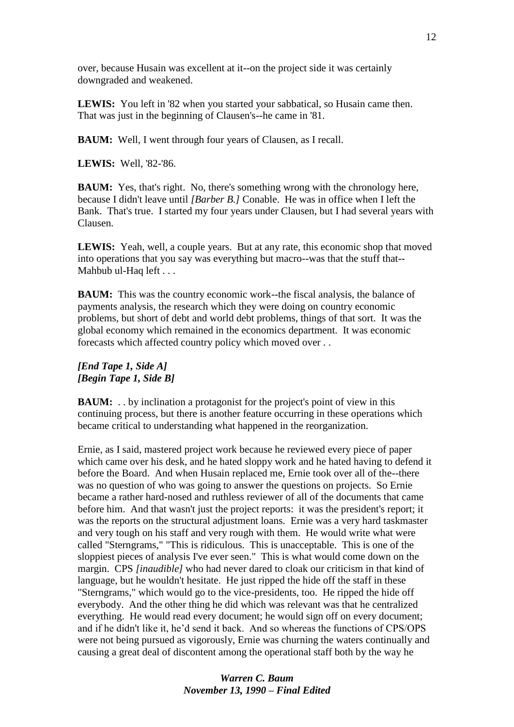over, because Husain was excellent at it--on the project side it was certainly downgraded and weakened.

**LEWIS:** You left in '82 when you started your sabbatical, so Husain came then. That was just in the beginning of Clausen's--he came in '81.

**BAUM:** Well, I went through four years of Clausen, as I recall.

**LEWIS:** Well, '82-'86.

**BAUM:** Yes, that's right. No, there's something wrong with the chronology here, because I didn't leave until *[Barber B.]* Conable. He was in office when I left the Bank. That's true. I started my four years under Clausen, but I had several years with Clausen.

**LEWIS:** Yeah, well, a couple years. But at any rate, this economic shop that moved into operations that you say was everything but macro--was that the stuff that--Mahbub ul-Haq left . . .

**BAUM:** This was the country economic work--the fiscal analysis, the balance of payments analysis, the research which they were doing on country economic problems, but short of debt and world debt problems, things of that sort. It was the global economy which remained in the economics department. It was economic forecasts which affected country policy which moved over . .

***[End Tape 1, Side A]***
***[Begin Tape 1, Side B]***

**BAUM:** . . by inclination a protagonist for the project's point of view in this continuing process, but there is another feature occurring in these operations which became critical to understanding what happened in the reorganization.

Ernie, as I said, mastered project work because he reviewed every piece of paper which came over his desk, and he hated sloppy work and he hated having to defend it before the Board. And when Husain replaced me, Ernie took over all of the--there was no question of who was going to answer the questions on projects. So Ernie became a rather hard-nosed and ruthless reviewer of all of the documents that came before him. And that wasn't just the project reports: it was the president's report; it was the reports on the structural adjustment loans. Ernie was a very hard taskmaster and very tough on his staff and very rough with them. He would write what were called "Sterngrams," "This is ridiculous. This is unacceptable. This is one of the sloppiest pieces of analysis I've ever seen." This is what would come down on the margin. CPS *[inaudible]* who had never dared to cloak our criticism in that kind of language, but he wouldn't hesitate. He just ripped the hide off the staff in these "Sterngrams," which would go to the vice-presidents, too. He ripped the hide off everybody. And the other thing he did which was relevant was that he centralized everything. He would read every document; he would sign off on every document; and if he didn't like it, he'd send it back. And so whereas the functions of CPS/OPS were not being pursued as vigorously, Ernie was churning the waters continually and causing a great deal of discontent among the operational staff both by the way he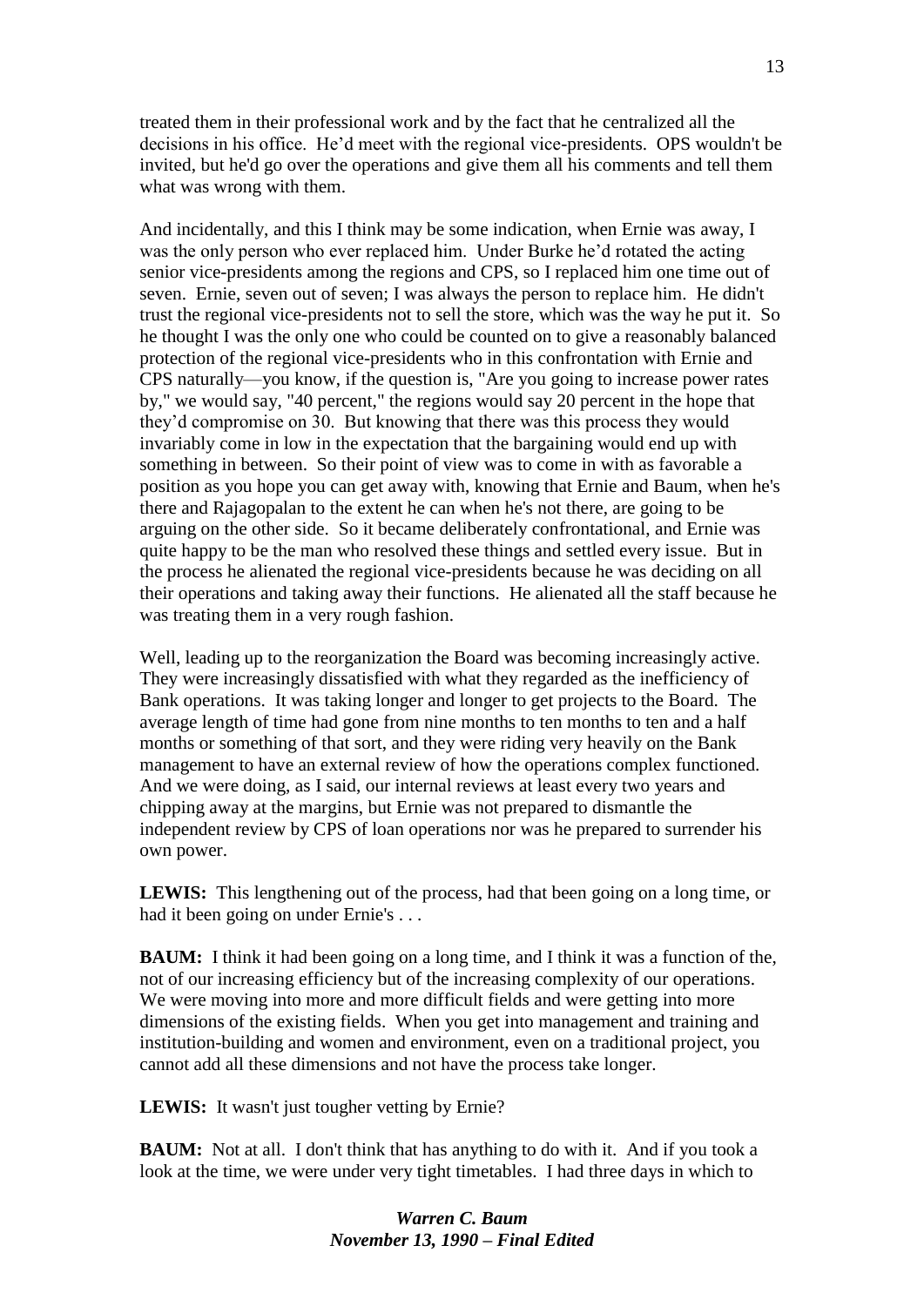treated them in their professional work and by the fact that he centralized all the decisions in his office. He'd meet with the regional vice-presidents. OPS wouldn't be invited, but he'd go over the operations and give them all his comments and tell them what was wrong with them.

And incidentally, and this I think may be some indication, when Ernie was away, I was the only person who ever replaced him. Under Burke he'd rotated the acting senior vice-presidents among the regions and CPS, so I replaced him one time out of seven. Ernie, seven out of seven; I was always the person to replace him. He didn't trust the regional vice-presidents not to sell the store, which was the way he put it. So he thought I was the only one who could be counted on to give a reasonably balanced protection of the regional vice-presidents who in this confrontation with Ernie and CPS naturally—you know, if the question is, "Are you going to increase power rates by," we would say, "40 percent," the regions would say 20 percent in the hope that they'd compromise on 30. But knowing that there was this process they would invariably come in low in the expectation that the bargaining would end up with something in between. So their point of view was to come in with as favorable a position as you hope you can get away with, knowing that Ernie and Baum, when he's there and Rajagopalan to the extent he can when he's not there, are going to be arguing on the other side. So it became deliberately confrontational, and Ernie was quite happy to be the man who resolved these things and settled every issue. But in the process he alienated the regional vice-presidents because he was deciding on all their operations and taking away their functions. He alienated all the staff because he was treating them in a very rough fashion.

Well, leading up to the reorganization the Board was becoming increasingly active. They were increasingly dissatisfied with what they regarded as the inefficiency of Bank operations. It was taking longer and longer to get projects to the Board. The average length of time had gone from nine months to ten months to ten and a half months or something of that sort, and they were riding very heavily on the Bank management to have an external review of how the operations complex functioned. And we were doing, as I said, our internal reviews at least every two years and chipping away at the margins, but Ernie was not prepared to dismantle the independent review by CPS of loan operations nor was he prepared to surrender his own power.

**LEWIS:** This lengthening out of the process, had that been going on a long time, or had it been going on under Ernie's . . .

**BAUM:** I think it had been going on a long time, and I think it was a function of the, not of our increasing efficiency but of the increasing complexity of our operations. We were moving into more and more difficult fields and were getting into more dimensions of the existing fields. When you get into management and training and institution-building and women and environment, even on a traditional project, you cannot add all these dimensions and not have the process take longer.

**LEWIS:** It wasn't just tougher vetting by Ernie?

**BAUM:** Not at all. I don't think that has anything to do with it. And if you took a look at the time, we were under very tight timetables. I had three days in which to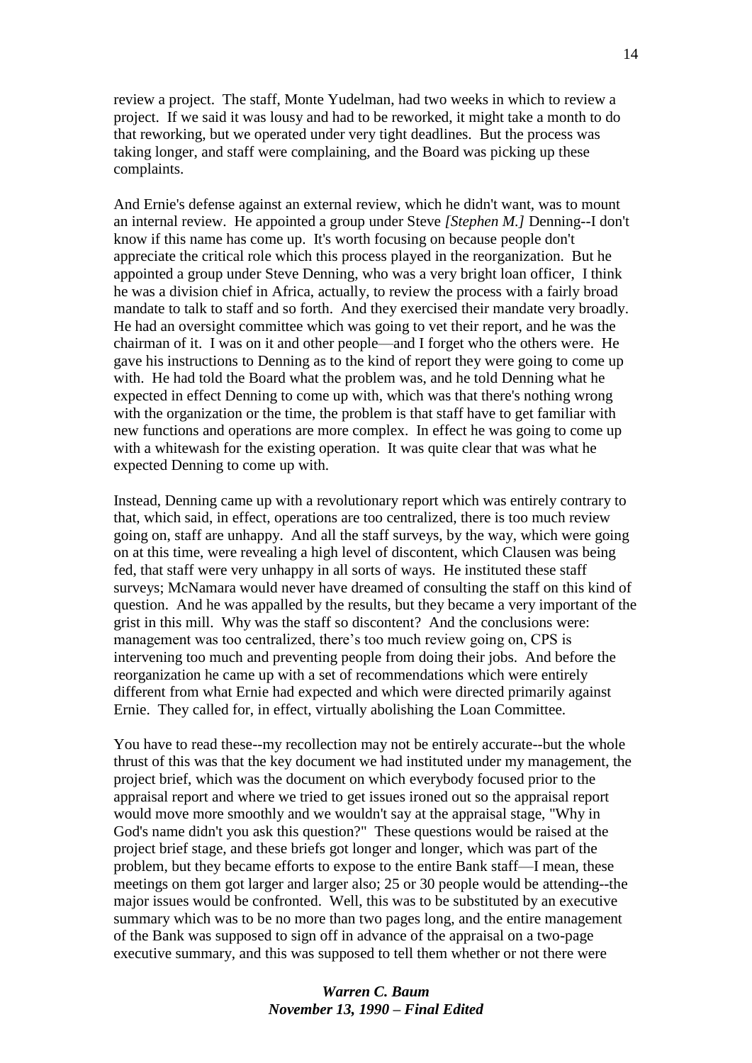review a project. The staff, Monte Yudelman, had two weeks in which to review a project. If we said it was lousy and had to be reworked, it might take a month to do that reworking, but we operated under very tight deadlines. But the process was taking longer, and staff were complaining, and the Board was picking up these complaints.

And Ernie's defense against an external review, which he didn't want, was to mount an internal review. He appointed a group under Steve *[Stephen M.]* Denning--I don't know if this name has come up. It's worth focusing on because people don't appreciate the critical role which this process played in the reorganization. But he appointed a group under Steve Denning, who was a very bright loan officer, I think he was a division chief in Africa, actually, to review the process with a fairly broad mandate to talk to staff and so forth. And they exercised their mandate very broadly. He had an oversight committee which was going to vet their report, and he was the chairman of it. I was on it and other people—and I forget who the others were. He gave his instructions to Denning as to the kind of report they were going to come up with. He had told the Board what the problem was, and he told Denning what he expected in effect Denning to come up with, which was that there's nothing wrong with the organization or the time, the problem is that staff have to get familiar with new functions and operations are more complex. In effect he was going to come up with a whitewash for the existing operation. It was quite clear that was what he expected Denning to come up with.

Instead, Denning came up with a revolutionary report which was entirely contrary to that, which said, in effect, operations are too centralized, there is too much review going on, staff are unhappy. And all the staff surveys, by the way, which were going on at this time, were revealing a high level of discontent, which Clausen was being fed, that staff were very unhappy in all sorts of ways. He instituted these staff surveys; McNamara would never have dreamed of consulting the staff on this kind of question. And he was appalled by the results, but they became a very important of the grist in this mill. Why was the staff so discontent? And the conclusions were: management was too centralized, there's too much review going on, CPS is intervening too much and preventing people from doing their jobs. And before the reorganization he came up with a set of recommendations which were entirely different from what Ernie had expected and which were directed primarily against Ernie. They called for, in effect, virtually abolishing the Loan Committee.

You have to read these--my recollection may not be entirely accurate--but the whole thrust of this was that the key document we had instituted under my management, the project brief, which was the document on which everybody focused prior to the appraisal report and where we tried to get issues ironed out so the appraisal report would move more smoothly and we wouldn't say at the appraisal stage, "Why in God's name didn't you ask this question?" These questions would be raised at the project brief stage, and these briefs got longer and longer, which was part of the problem, but they became efforts to expose to the entire Bank staff—I mean, these meetings on them got larger and larger also; 25 or 30 people would be attending--the major issues would be confronted. Well, this was to be substituted by an executive summary which was to be no more than two pages long, and the entire management of the Bank was supposed to sign off in advance of the appraisal on a two-page executive summary, and this was supposed to tell them whether or not there were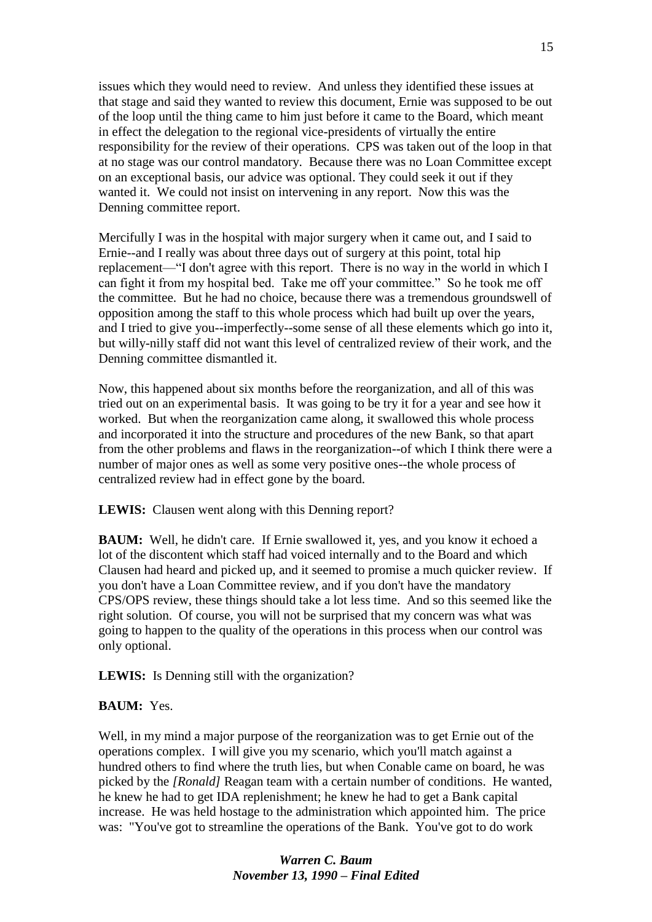issues which they would need to review. And unless they identified these issues at that stage and said they wanted to review this document, Ernie was supposed to be out of the loop until the thing came to him just before it came to the Board, which meant in effect the delegation to the regional vice-presidents of virtually the entire responsibility for the review of their operations. CPS was taken out of the loop in that at no stage was our control mandatory. Because there was no Loan Committee except on an exceptional basis, our advice was optional. They could seek it out if they wanted it. We could not insist on intervening in any report. Now this was the Denning committee report.

Mercifully I was in the hospital with major surgery when it came out, and I said to Ernie--and I really was about three days out of surgery at this point, total hip replacement—"I don't agree with this report. There is no way in the world in which I can fight it from my hospital bed. Take me off your committee." So he took me off the committee. But he had no choice, because there was a tremendous groundswell of opposition among the staff to this whole process which had built up over the years, and I tried to give you--imperfectly--some sense of all these elements which go into it, but willy-nilly staff did not want this level of centralized review of their work, and the Denning committee dismantled it.

Now, this happened about six months before the reorganization, and all of this was tried out on an experimental basis. It was going to be try it for a year and see how it worked. But when the reorganization came along, it swallowed this whole process and incorporated it into the structure and procedures of the new Bank, so that apart from the other problems and flaws in the reorganization--of which I think there were a number of major ones as well as some very positive ones--the whole process of centralized review had in effect gone by the board.

**LEWIS:** Clausen went along with this Denning report?

**BAUM:** Well, he didn't care. If Ernie swallowed it, yes, and you know it echoed a lot of the discontent which staff had voiced internally and to the Board and which Clausen had heard and picked up, and it seemed to promise a much quicker review. If you don't have a Loan Committee review, and if you don't have the mandatory CPS/OPS review, these things should take a lot less time. And so this seemed like the right solution. Of course, you will not be surprised that my concern was what was going to happen to the quality of the operations in this process when our control was only optional.

**LEWIS:** Is Denning still with the organization?

**BAUM:** Yes.

Well, in my mind a major purpose of the reorganization was to get Ernie out of the operations complex. I will give you my scenario, which you'll match against a hundred others to find where the truth lies, but when Conable came on board, he was picked by the *[Ronald]* Reagan team with a certain number of conditions. He wanted, he knew he had to get IDA replenishment; he knew he had to get a Bank capital increase. He was held hostage to the administration which appointed him. The price was: "You've got to streamline the operations of the Bank. You've got to do work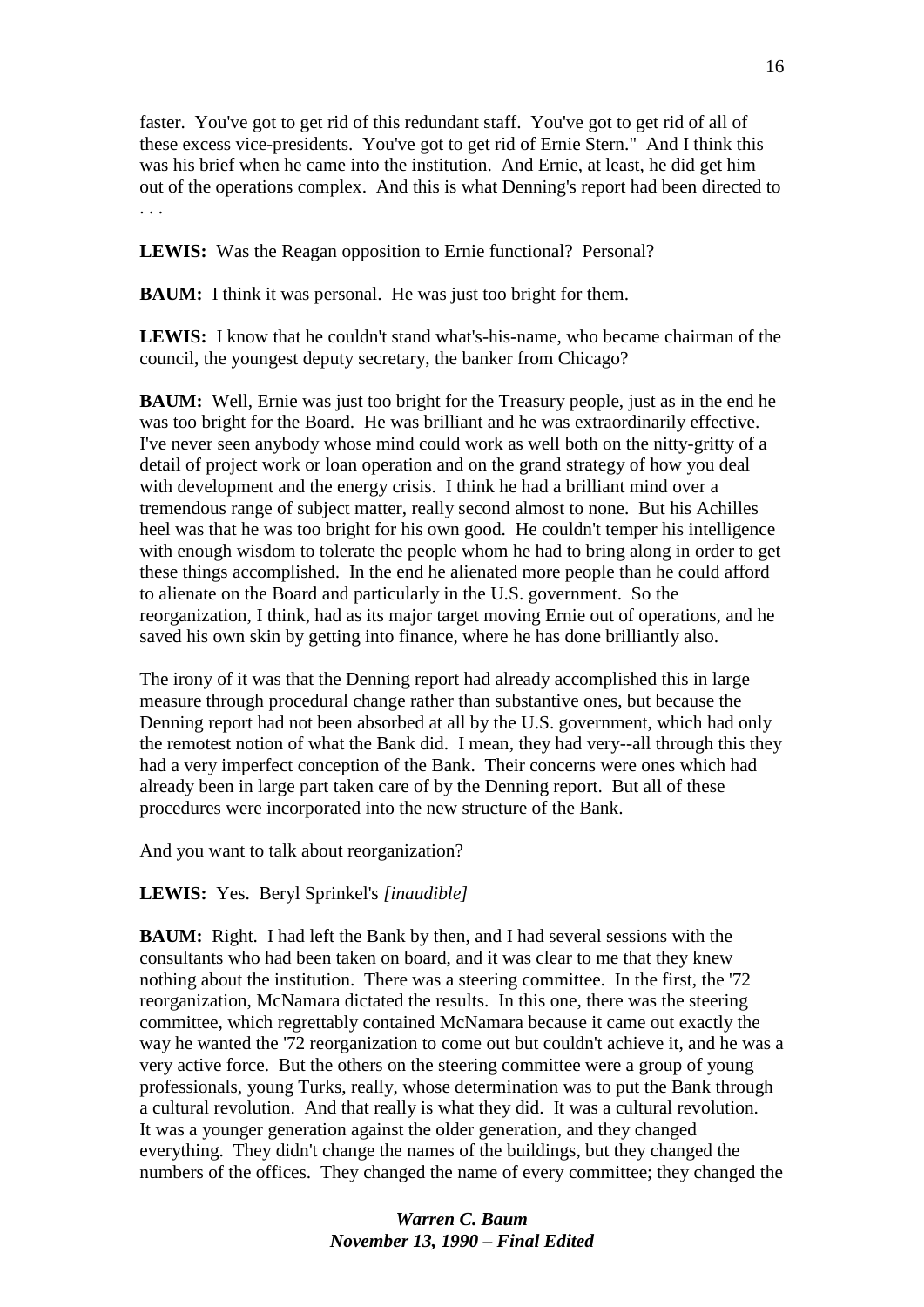faster. You've got to get rid of this redundant staff. You've got to get rid of all of these excess vice-presidents. You've got to get rid of Ernie Stern." And I think this was his brief when he came into the institution. And Ernie, at least, he did get him out of the operations complex. And this is what Denning's report had been directed to . . .

**LEWIS:** Was the Reagan opposition to Ernie functional? Personal?

**BAUM:** I think it was personal. He was just too bright for them.

**LEWIS:** I know that he couldn't stand what's-his-name, who became chairman of the council, the youngest deputy secretary, the banker from Chicago?

**BAUM:** Well, Ernie was just too bright for the Treasury people, just as in the end he was too bright for the Board. He was brilliant and he was extraordinarily effective. I've never seen anybody whose mind could work as well both on the nitty-gritty of a detail of project work or loan operation and on the grand strategy of how you deal with development and the energy crisis. I think he had a brilliant mind over a tremendous range of subject matter, really second almost to none. But his Achilles heel was that he was too bright for his own good. He couldn't temper his intelligence with enough wisdom to tolerate the people whom he had to bring along in order to get these things accomplished. In the end he alienated more people than he could afford to alienate on the Board and particularly in the U.S. government. So the reorganization, I think, had as its major target moving Ernie out of operations, and he saved his own skin by getting into finance, where he has done brilliantly also.

The irony of it was that the Denning report had already accomplished this in large measure through procedural change rather than substantive ones, but because the Denning report had not been absorbed at all by the U.S. government, which had only the remotest notion of what the Bank did. I mean, they had very--all through this they had a very imperfect conception of the Bank. Their concerns were ones which had already been in large part taken care of by the Denning report. But all of these procedures were incorporated into the new structure of the Bank.

And you want to talk about reorganization?

**LEWIS:** Yes. Beryl Sprinkel's *[inaudible]*

**BAUM:** Right. I had left the Bank by then, and I had several sessions with the consultants who had been taken on board, and it was clear to me that they knew nothing about the institution. There was a steering committee. In the first, the '72 reorganization, McNamara dictated the results. In this one, there was the steering committee, which regrettably contained McNamara because it came out exactly the way he wanted the '72 reorganization to come out but couldn't achieve it, and he was a very active force. But the others on the steering committee were a group of young professionals, young Turks, really, whose determination was to put the Bank through a cultural revolution. And that really is what they did. It was a cultural revolution. It was a younger generation against the older generation, and they changed everything. They didn't change the names of the buildings, but they changed the numbers of the offices. They changed the name of every committee; they changed the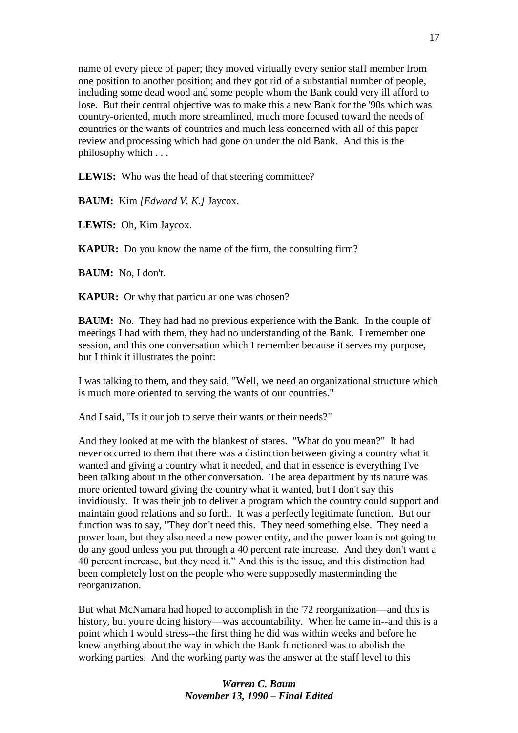name of every piece of paper; they moved virtually every senior staff member from one position to another position; and they got rid of a substantial number of people, including some dead wood and some people whom the Bank could very ill afford to lose. But their central objective was to make this a new Bank for the '90s which was country-oriented, much more streamlined, much more focused toward the needs of countries or the wants of countries and much less concerned with all of this paper review and processing which had gone on under the old Bank. And this is the philosophy which . . .

**LEWIS:** Who was the head of that steering committee?

**BAUM:** Kim *[Edward V. K.]* Jaycox.

**LEWIS:** Oh, Kim Jaycox.

**KAPUR:** Do you know the name of the firm, the consulting firm?

**BAUM:** No, I don't.

**KAPUR:** Or why that particular one was chosen?

**BAUM:** No. They had had no previous experience with the Bank. In the couple of meetings I had with them, they had no understanding of the Bank. I remember one session, and this one conversation which I remember because it serves my purpose, but I think it illustrates the point:

I was talking to them, and they said, "Well, we need an organizational structure which is much more oriented to serving the wants of our countries."

And I said, "Is it our job to serve their wants or their needs?"

And they looked at me with the blankest of stares. "What do you mean?" It had never occurred to them that there was a distinction between giving a country what it wanted and giving a country what it needed, and that in essence is everything I've been talking about in the other conversation. The area department by its nature was more oriented toward giving the country what it wanted, but I don't say this invidiously. It was their job to deliver a program which the country could support and maintain good relations and so forth. It was a perfectly legitimate function. But our function was to say, "They don't need this. They need something else. They need a power loan, but they also need a new power entity, and the power loan is not going to do any good unless you put through a 40 percent rate increase. And they don't want a 40 percent increase, but they need it." And this is the issue, and this distinction had been completely lost on the people who were supposedly masterminding the reorganization.

But what McNamara had hoped to accomplish in the '72 reorganization—and this is history, but you're doing history—was accountability. When he came in--and this is a point which I would stress--the first thing he did was within weeks and before he knew anything about the way in which the Bank functioned was to abolish the working parties. And the working party was the answer at the staff level to this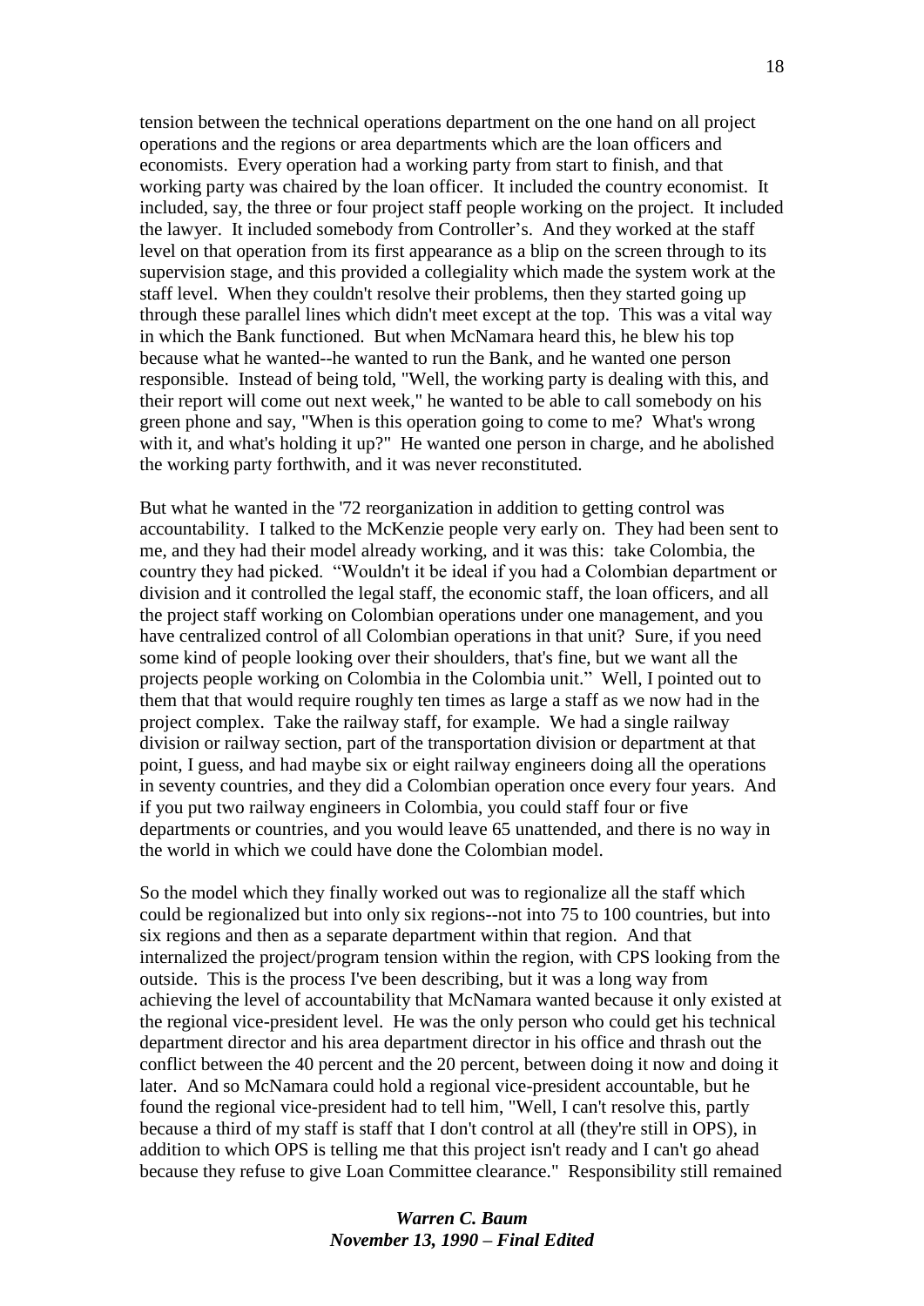tension between the technical operations department on the one hand on all project operations and the regions or area departments which are the loan officers and economists. Every operation had a working party from start to finish, and that working party was chaired by the loan officer. It included the country economist. It included, say, the three or four project staff people working on the project. It included the lawyer. It included somebody from Controller's. And they worked at the staff level on that operation from its first appearance as a blip on the screen through to its supervision stage, and this provided a collegiality which made the system work at the staff level. When they couldn't resolve their problems, then they started going up through these parallel lines which didn't meet except at the top. This was a vital way in which the Bank functioned. But when McNamara heard this, he blew his top because what he wanted--he wanted to run the Bank, and he wanted one person responsible. Instead of being told, "Well, the working party is dealing with this, and their report will come out next week," he wanted to be able to call somebody on his green phone and say, "When is this operation going to come to me? What's wrong with it, and what's holding it up?" He wanted one person in charge, and he abolished the working party forthwith, and it was never reconstituted.

But what he wanted in the '72 reorganization in addition to getting control was accountability. I talked to the McKenzie people very early on. They had been sent to me, and they had their model already working, and it was this: take Colombia, the country they had picked. "Wouldn't it be ideal if you had a Colombian department or division and it controlled the legal staff, the economic staff, the loan officers, and all the project staff working on Colombian operations under one management, and you have centralized control of all Colombian operations in that unit? Sure, if you need some kind of people looking over their shoulders, that's fine, but we want all the projects people working on Colombia in the Colombia unit." Well, I pointed out to them that that would require roughly ten times as large a staff as we now had in the project complex. Take the railway staff, for example. We had a single railway division or railway section, part of the transportation division or department at that point, I guess, and had maybe six or eight railway engineers doing all the operations in seventy countries, and they did a Colombian operation once every four years. And if you put two railway engineers in Colombia, you could staff four or five departments or countries, and you would leave 65 unattended, and there is no way in the world in which we could have done the Colombian model.

So the model which they finally worked out was to regionalize all the staff which could be regionalized but into only six regions--not into 75 to 100 countries, but into six regions and then as a separate department within that region. And that internalized the project/program tension within the region, with CPS looking from the outside. This is the process I've been describing, but it was a long way from achieving the level of accountability that McNamara wanted because it only existed at the regional vice-president level. He was the only person who could get his technical department director and his area department director in his office and thrash out the conflict between the 40 percent and the 20 percent, between doing it now and doing it later. And so McNamara could hold a regional vice-president accountable, but he found the regional vice-president had to tell him, "Well, I can't resolve this, partly because a third of my staff is staff that I don't control at all (they're still in OPS), in addition to which OPS is telling me that this project isn't ready and I can't go ahead because they refuse to give Loan Committee clearance." Responsibility still remained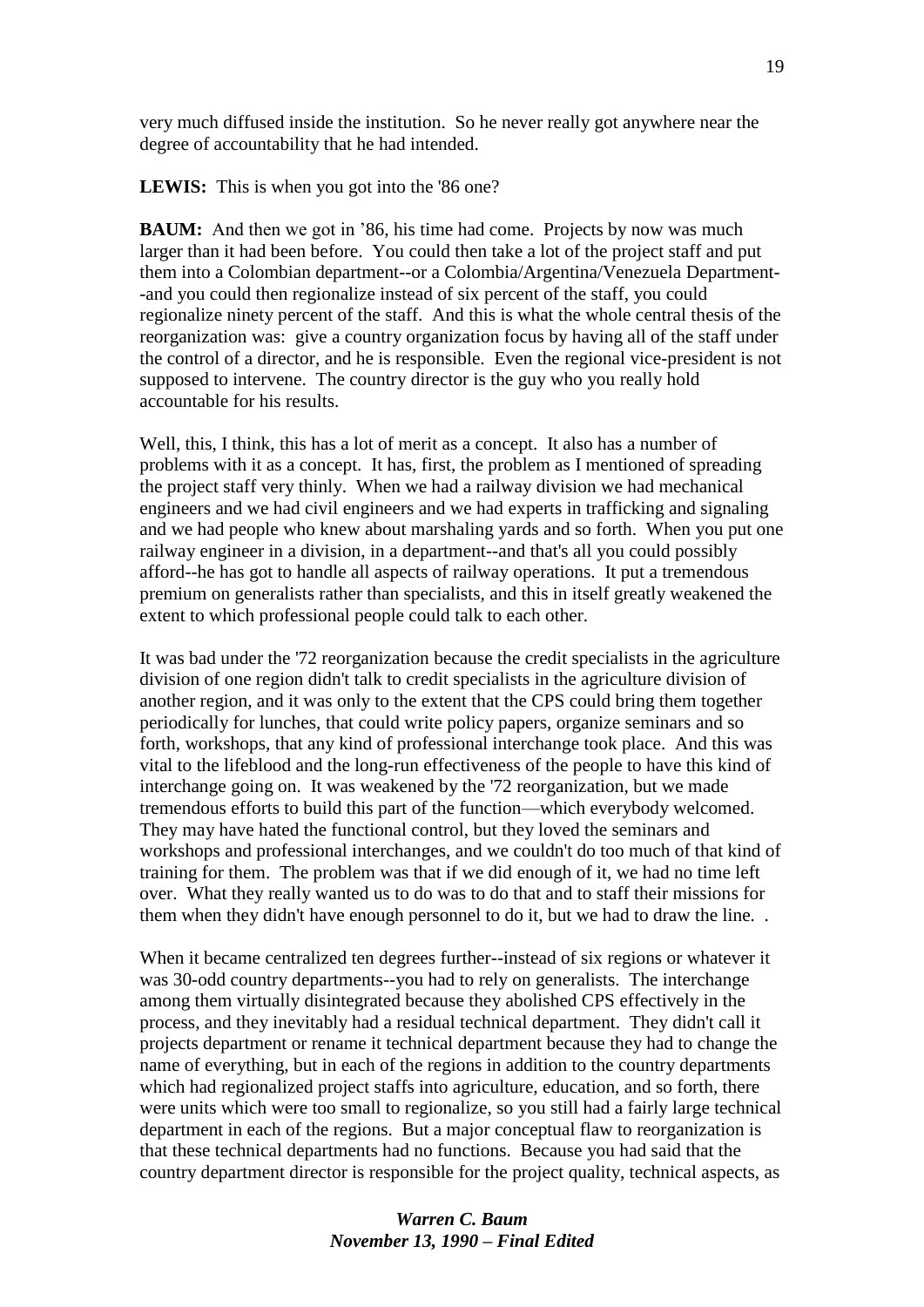very much diffused inside the institution. So he never really got anywhere near the degree of accountability that he had intended.

**LEWIS:** This is when you got into the '86 one?

**BAUM:** And then we got in ’86, his time had come. Projects by now was much larger than it had been before. You could then take a lot of the project staff and put them into a Colombian department--or a Colombia/Argentina/Venezuela Department--and you could then regionalize instead of six percent of the staff, you could regionalize ninety percent of the staff. And this is what the whole central thesis of the reorganization was: give a country organization focus by having all of the staff under the control of a director, and he is responsible. Even the regional vice-president is not supposed to intervene. The country director is the guy who you really hold accountable for his results.

Well, this, I think, this has a lot of merit as a concept. It also has a number of problems with it as a concept. It has, first, the problem as I mentioned of spreading the project staff very thinly. When we had a railway division we had mechanical engineers and we had civil engineers and we had experts in trafficking and signaling and we had people who knew about marshaling yards and so forth. When you put one railway engineer in a division, in a department--and that's all you could possibly afford--he has got to handle all aspects of railway operations. It put a tremendous premium on generalists rather than specialists, and this in itself greatly weakened the extent to which professional people could talk to each other.

It was bad under the '72 reorganization because the credit specialists in the agriculture division of one region didn't talk to credit specialists in the agriculture division of another region, and it was only to the extent that the CPS could bring them together periodically for lunches, that could write policy papers, organize seminars and so forth, workshops, that any kind of professional interchange took place. And this was vital to the lifeblood and the long-run effectiveness of the people to have this kind of interchange going on. It was weakened by the '72 reorganization, but we made tremendous efforts to build this part of the function—which everybody welcomed. They may have hated the functional control, but they loved the seminars and workshops and professional interchanges, and we couldn't do too much of that kind of training for them. The problem was that if we did enough of it, we had no time left over. What they really wanted us to do was to do that and to staff their missions for them when they didn't have enough personnel to do it, but we had to draw the line. .

When it became centralized ten degrees further--instead of six regions or whatever it was 30-odd country departments--you had to rely on generalists. The interchange among them virtually disintegrated because they abolished CPS effectively in the process, and they inevitably had a residual technical department. They didn't call it projects department or rename it technical department because they had to change the name of everything, but in each of the regions in addition to the country departments which had regionalized project staffs into agriculture, education, and so forth, there were units which were too small to regionalize, so you still had a fairly large technical department in each of the regions. But a major conceptual flaw to reorganization is that these technical departments had no functions. Because you had said that the country department director is responsible for the project quality, technical aspects, as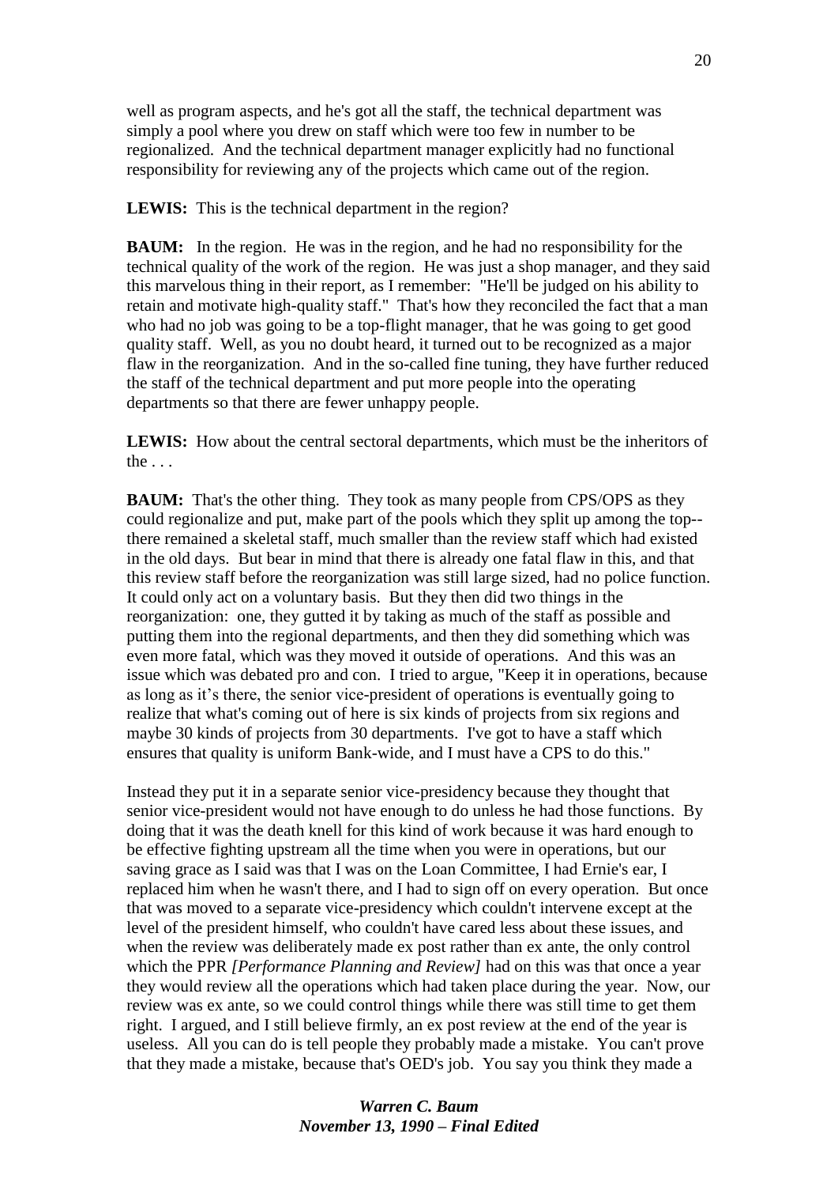well as program aspects, and he's got all the staff, the technical department was simply a pool where you drew on staff which were too few in number to be regionalized. And the technical department manager explicitly had no functional responsibility for reviewing any of the projects which came out of the region.

**LEWIS:** This is the technical department in the region?

**BAUM:** In the region. He was in the region, and he had no responsibility for the technical quality of the work of the region. He was just a shop manager, and they said this marvelous thing in their report, as I remember: "He'll be judged on his ability to retain and motivate high-quality staff." That's how they reconciled the fact that a man who had no job was going to be a top-flight manager, that he was going to get good quality staff. Well, as you no doubt heard, it turned out to be recognized as a major flaw in the reorganization. And in the so-called fine tuning, they have further reduced the staff of the technical department and put more people into the operating departments so that there are fewer unhappy people.

**LEWIS:** How about the central sectoral departments, which must be the inheritors of the . . .

**BAUM:** That's the other thing. They took as many people from CPS/OPS as they could regionalize and put, make part of the pools which they split up among the top--there remained a skeletal staff, much smaller than the review staff which had existed in the old days. But bear in mind that there is already one fatal flaw in this, and that this review staff before the reorganization was still large sized, had no police function. It could only act on a voluntary basis. But they then did two things in the reorganization: one, they gutted it by taking as much of the staff as possible and putting them into the regional departments, and then they did something which was even more fatal, which was they moved it outside of operations. And this was an issue which was debated pro and con. I tried to argue, "Keep it in operations, because as long as it's there, the senior vice-president of operations is eventually going to realize that what's coming out of here is six kinds of projects from six regions and maybe 30 kinds of projects from 30 departments. I've got to have a staff which ensures that quality is uniform Bank-wide, and I must have a CPS to do this."

Instead they put it in a separate senior vice-presidency because they thought that senior vice-president would not have enough to do unless he had those functions. By doing that it was the death knell for this kind of work because it was hard enough to be effective fighting upstream all the time when you were in operations, but our saving grace as I said was that I was on the Loan Committee, I had Ernie's ear, I replaced him when he wasn't there, and I had to sign off on every operation. But once that was moved to a separate vice-presidency which couldn't intervene except at the level of the president himself, who couldn't have cared less about these issues, and when the review was deliberately made ex post rather than ex ante, the only control which the PPR *[Performance Planning and Review]* had on this was that once a year they would review all the operations which had taken place during the year. Now, our review was ex ante, so we could control things while there was still time to get them right. I argued, and I still believe firmly, an ex post review at the end of the year is useless. All you can do is tell people they probably made a mistake. You can't prove that they made a mistake, because that's OED's job. You say you think they made a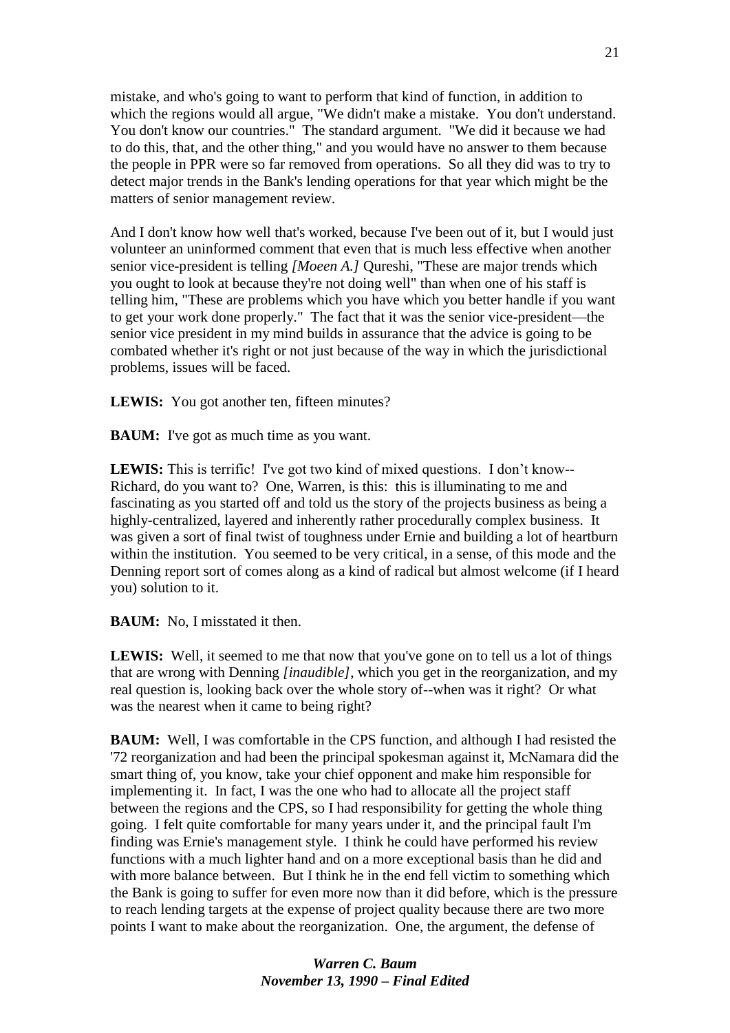mistake, and who's going to want to perform that kind of function, in addition to which the regions would all argue, "We didn't make a mistake. You don't understand. You don't know our countries." The standard argument. "We did it because we had to do this, that, and the other thing," and you would have no answer to them because the people in PPR were so far removed from operations. So all they did was to try to detect major trends in the Bank's lending operations for that year which might be the matters of senior management review.

And I don't know how well that's worked, because I've been out of it, but I would just volunteer an uninformed comment that even that is much less effective when another senior vice-president is telling *[Moeen A.]* Qureshi, "These are major trends which you ought to look at because they're not doing well" than when one of his staff is telling him, "These are problems which you have which you better handle if you want to get your work done properly." The fact that it was the senior vice-president—the senior vice president in my mind builds in assurance that the advice is going to be combated whether it's right or not just because of the way in which the jurisdictional problems, issues will be faced.

**LEWIS:** You got another ten, fifteen minutes?

**BAUM:** I've got as much time as you want.

**LEWIS:** This is terrific! I've got two kind of mixed questions. I don't know--Richard, do you want to? One, Warren, is this: this is illuminating to me and fascinating as you started off and told us the story of the projects business as being a highly-centralized, layered and inherently rather procedurally complex business. It was given a sort of final twist of toughness under Ernie and building a lot of heartburn within the institution. You seemed to be very critical, in a sense, of this mode and the Denning report sort of comes along as a kind of radical but almost welcome (if I heard you) solution to it.

**BAUM:** No, I misstated it then.

**LEWIS:** Well, it seemed to me that now that you've gone on to tell us a lot of things that are wrong with Denning *[inaudible]*, which you get in the reorganization, and my real question is, looking back over the whole story of--when was it right? Or what was the nearest when it came to being right?

**BAUM:** Well, I was comfortable in the CPS function, and although I had resisted the '72 reorganization and had been the principal spokesman against it, McNamara did the smart thing of, you know, take your chief opponent and make him responsible for implementing it. In fact, I was the one who had to allocate all the project staff between the regions and the CPS, so I had responsibility for getting the whole thing going. I felt quite comfortable for many years under it, and the principal fault I'm finding was Ernie's management style. I think he could have performed his review functions with a much lighter hand and on a more exceptional basis than he did and with more balance between. But I think he in the end fell victim to something which the Bank is going to suffer for even more now than it did before, which is the pressure to reach lending targets at the expense of project quality because there are two more points I want to make about the reorganization. One, the argument, the defense of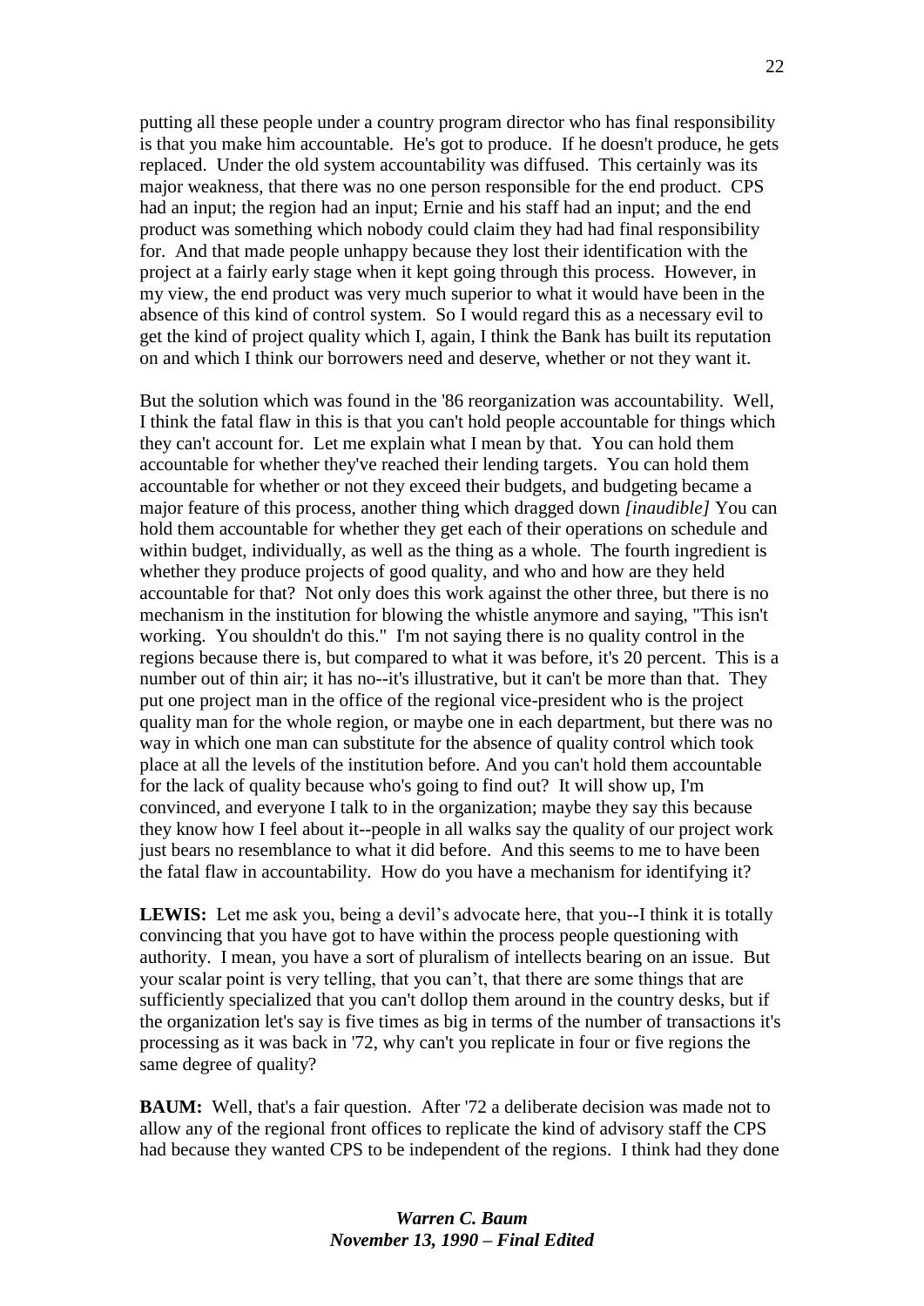putting all these people under a country program director who has final responsibility is that you make him accountable. He's got to produce. If he doesn't produce, he gets replaced. Under the old system accountability was diffused. This certainly was its major weakness, that there was no one person responsible for the end product. CPS had an input; the region had an input; Ernie and his staff had an input; and the end product was something which nobody could claim they had had final responsibility for. And that made people unhappy because they lost their identification with the project at a fairly early stage when it kept going through this process. However, in my view, the end product was very much superior to what it would have been in the absence of this kind of control system. So I would regard this as a necessary evil to get the kind of project quality which I, again, I think the Bank has built its reputation on and which I think our borrowers need and deserve, whether or not they want it.

But the solution which was found in the '86 reorganization was accountability. Well, I think the fatal flaw in this is that you can't hold people accountable for things which they can't account for. Let me explain what I mean by that. You can hold them accountable for whether they've reached their lending targets. You can hold them accountable for whether or not they exceed their budgets, and budgeting became a major feature of this process, another thing which dragged down *[inaudible]* You can hold them accountable for whether they get each of their operations on schedule and within budget, individually, as well as the thing as a whole. The fourth ingredient is whether they produce projects of good quality, and who and how are they held accountable for that? Not only does this work against the other three, but there is no mechanism in the institution for blowing the whistle anymore and saying, "This isn't working. You shouldn't do this." I'm not saying there is no quality control in the regions because there is, but compared to what it was before, it's 20 percent. This is a number out of thin air; it has no--it's illustrative, but it can't be more than that. They put one project man in the office of the regional vice-president who is the project quality man for the whole region, or maybe one in each department, but there was no way in which one man can substitute for the absence of quality control which took place at all the levels of the institution before. And you can't hold them accountable for the lack of quality because who's going to find out? It will show up, I'm convinced, and everyone I talk to in the organization; maybe they say this because they know how I feel about it--people in all walks say the quality of our project work just bears no resemblance to what it did before. And this seems to me to have been the fatal flaw in accountability. How do you have a mechanism for identifying it?

**LEWIS:** Let me ask you, being a devil's advocate here, that you--I think it is totally convincing that you have got to have within the process people questioning with authority. I mean, you have a sort of pluralism of intellects bearing on an issue. But your scalar point is very telling, that you can't, that there are some things that are sufficiently specialized that you can't dollop them around in the country desks, but if the organization let's say is five times as big in terms of the number of transactions it's processing as it was back in '72, why can't you replicate in four or five regions the same degree of quality?

**BAUM:** Well, that's a fair question. After '72 a deliberate decision was made not to allow any of the regional front offices to replicate the kind of advisory staff the CPS had because they wanted CPS to be independent of the regions. I think had they done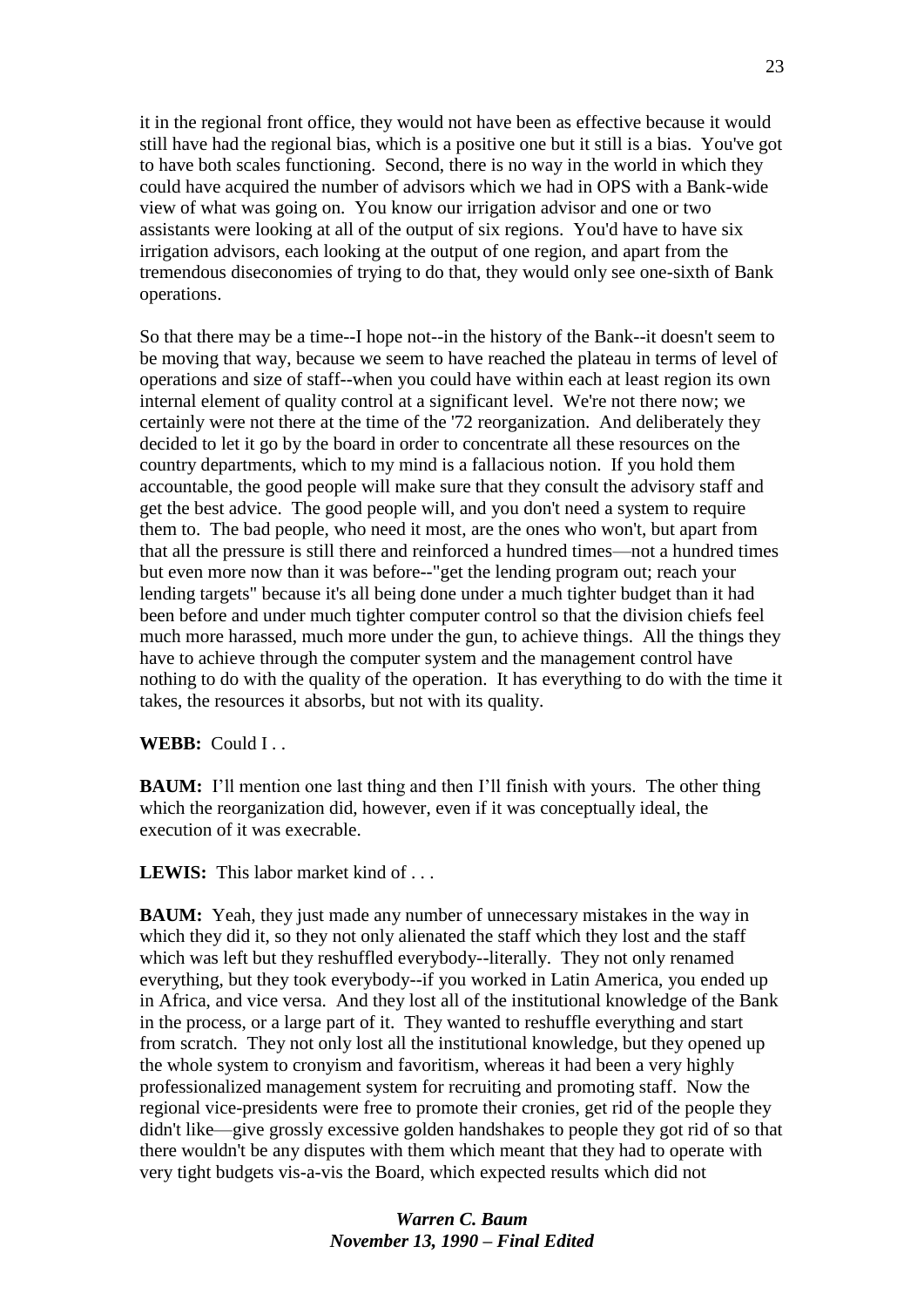it in the regional front office, they would not have been as effective because it would still have had the regional bias, which is a positive one but it still is a bias. You've got to have both scales functioning. Second, there is no way in the world in which they could have acquired the number of advisors which we had in OPS with a Bank-wide view of what was going on. You know our irrigation advisor and one or two assistants were looking at all of the output of six regions. You'd have to have six irrigation advisors, each looking at the output of one region, and apart from the tremendous diseconomies of trying to do that, they would only see one-sixth of Bank operations.

So that there may be a time--I hope not--in the history of the Bank--it doesn't seem to be moving that way, because we seem to have reached the plateau in terms of level of operations and size of staff--when you could have within each at least region its own internal element of quality control at a significant level. We're not there now; we certainly were not there at the time of the '72 reorganization. And deliberately they decided to let it go by the board in order to concentrate all these resources on the country departments, which to my mind is a fallacious notion. If you hold them accountable, the good people will make sure that they consult the advisory staff and get the best advice. The good people will, and you don't need a system to require them to. The bad people, who need it most, are the ones who won't, but apart from that all the pressure is still there and reinforced a hundred times—not a hundred times but even more now than it was before--"get the lending program out; reach your lending targets" because it's all being done under a much tighter budget than it had been before and under much tighter computer control so that the division chiefs feel much more harassed, much more under the gun, to achieve things. All the things they have to achieve through the computer system and the management control have nothing to do with the quality of the operation. It has everything to do with the time it takes, the resources it absorbs, but not with its quality.

**WEBB:** Could I . .

**BAUM:** I'll mention one last thing and then I'll finish with yours. The other thing which the reorganization did, however, even if it was conceptually ideal, the execution of it was execrable.

**LEWIS:** This labor market kind of . . .

**BAUM:** Yeah, they just made any number of unnecessary mistakes in the way in which they did it, so they not only alienated the staff which they lost and the staff which was left but they reshuffled everybody--literally. They not only renamed everything, but they took everybody--if you worked in Latin America, you ended up in Africa, and vice versa. And they lost all of the institutional knowledge of the Bank in the process, or a large part of it. They wanted to reshuffle everything and start from scratch. They not only lost all the institutional knowledge, but they opened up the whole system to cronyism and favoritism, whereas it had been a very highly professionalized management system for recruiting and promoting staff. Now the regional vice-presidents were free to promote their cronies, get rid of the people they didn't like—give grossly excessive golden handshakes to people they got rid of so that there wouldn't be any disputes with them which meant that they had to operate with very tight budgets vis-a-vis the Board, which expected results which did not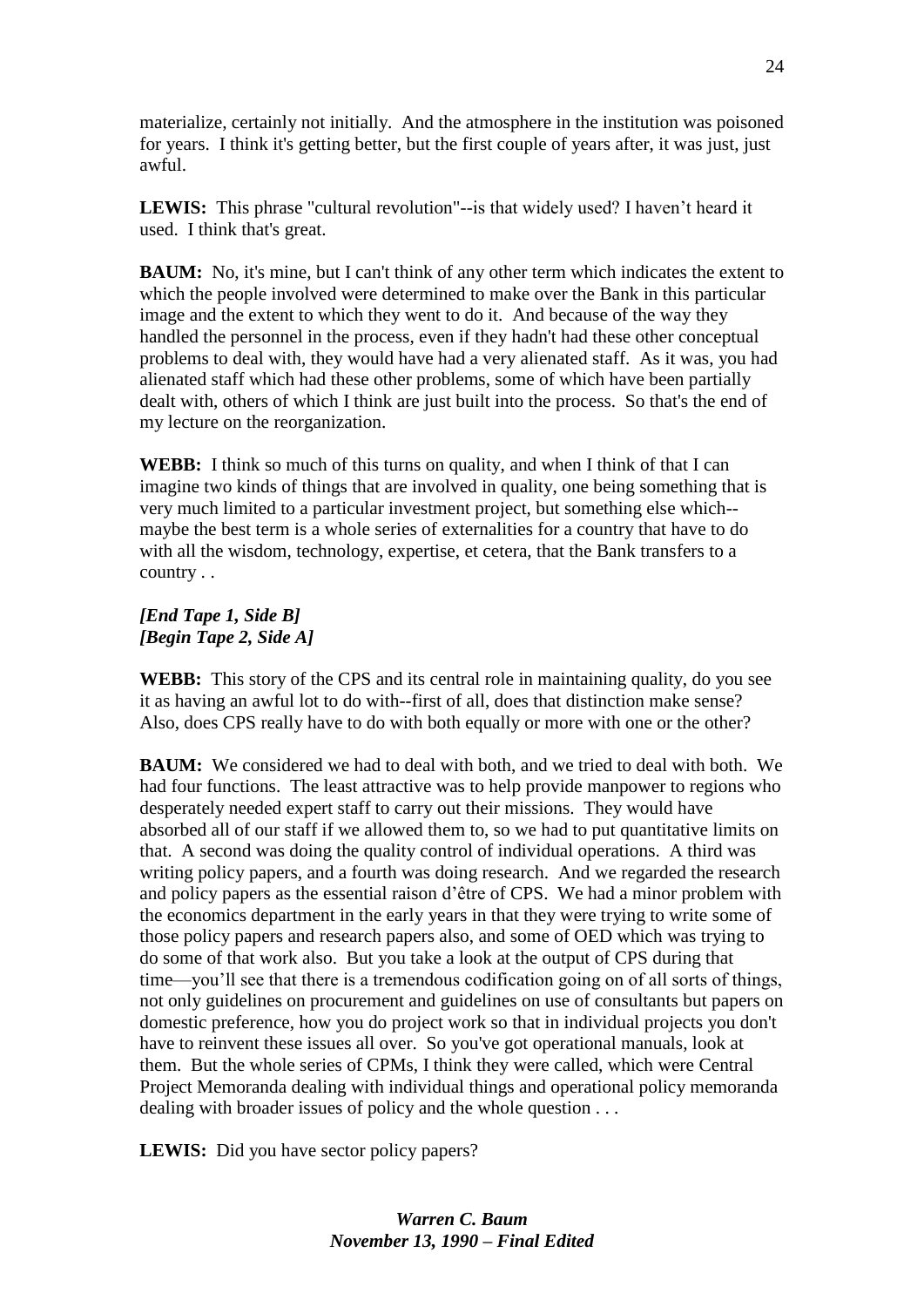materialize, certainly not initially. And the atmosphere in the institution was poisoned for years. I think it's getting better, but the first couple of years after, it was just, just awful.

**LEWIS:** This phrase "cultural revolution"--is that widely used? I haven't heard it used. I think that's great.

**BAUM:** No, it's mine, but I can't think of any other term which indicates the extent to which the people involved were determined to make over the Bank in this particular image and the extent to which they went to do it. And because of the way they handled the personnel in the process, even if they hadn't had these other conceptual problems to deal with, they would have had a very alienated staff. As it was, you had alienated staff which had these other problems, some of which have been partially dealt with, others of which I think are just built into the process. So that's the end of my lecture on the reorganization.

**WEBB:** I think so much of this turns on quality, and when I think of that I can imagine two kinds of things that are involved in quality, one being something that is very much limited to a particular investment project, but something else which--maybe the best term is a whole series of externalities for a country that have to do with all the wisdom, technology, expertise, et cetera, that the Bank transfers to a country . .

***[End Tape 1, Side B]***
***[Begin Tape 2, Side A]***

**WEBB:** This story of the CPS and its central role in maintaining quality, do you see it as having an awful lot to do with--first of all, does that distinction make sense? Also, does CPS really have to do with both equally or more with one or the other?

**BAUM:** We considered we had to deal with both, and we tried to deal with both. We had four functions. The least attractive was to help provide manpower to regions who desperately needed expert staff to carry out their missions. They would have absorbed all of our staff if we allowed them to, so we had to put quantitative limits on that. A second was doing the quality control of individual operations. A third was writing policy papers, and a fourth was doing research. And we regarded the research and policy papers as the essential raison d'être of CPS. We had a minor problem with the economics department in the early years in that they were trying to write some of those policy papers and research papers also, and some of OED which was trying to do some of that work also. But you take a look at the output of CPS during that time—you'll see that there is a tremendous codification going on of all sorts of things, not only guidelines on procurement and guidelines on use of consultants but papers on domestic preference, how you do project work so that in individual projects you don't have to reinvent these issues all over. So you've got operational manuals, look at them. But the whole series of CPMs, I think they were called, which were Central Project Memoranda dealing with individual things and operational policy memoranda dealing with broader issues of policy and the whole question . . .

**LEWIS:** Did you have sector policy papers?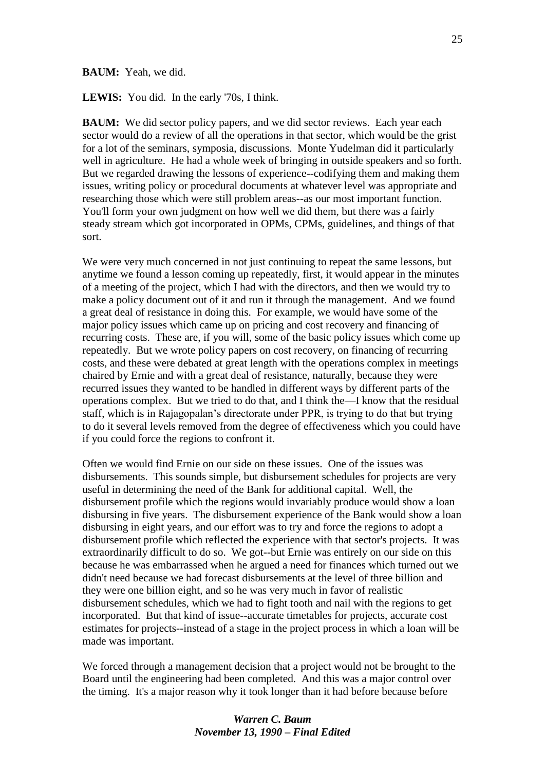**BAUM:** Yeah, we did.

**LEWIS:** You did. In the early '70s, I think.

**BAUM:** We did sector policy papers, and we did sector reviews. Each year each sector would do a review of all the operations in that sector, which would be the grist for a lot of the seminars, symposia, discussions. Monte Yudelman did it particularly well in agriculture. He had a whole week of bringing in outside speakers and so forth. But we regarded drawing the lessons of experience--codifying them and making them issues, writing policy or procedural documents at whatever level was appropriate and researching those which were still problem areas--as our most important function. You'll form your own judgment on how well we did them, but there was a fairly steady stream which got incorporated in OPMs, CPMs, guidelines, and things of that sort.

We were very much concerned in not just continuing to repeat the same lessons, but anytime we found a lesson coming up repeatedly, first, it would appear in the minutes of a meeting of the project, which I had with the directors, and then we would try to make a policy document out of it and run it through the management. And we found a great deal of resistance in doing this. For example, we would have some of the major policy issues which came up on pricing and cost recovery and financing of recurring costs. These are, if you will, some of the basic policy issues which come up repeatedly. But we wrote policy papers on cost recovery, on financing of recurring costs, and these were debated at great length with the operations complex in meetings chaired by Ernie and with a great deal of resistance, naturally, because they were recurred issues they wanted to be handled in different ways by different parts of the operations complex. But we tried to do that, and I think the—I know that the residual staff, which is in Rajagopalan's directorate under PPR, is trying to do that but trying to do it several levels removed from the degree of effectiveness which you could have if you could force the regions to confront it.

Often we would find Ernie on our side on these issues. One of the issues was disbursements. This sounds simple, but disbursement schedules for projects are very useful in determining the need of the Bank for additional capital. Well, the disbursement profile which the regions would invariably produce would show a loan disbursing in five years. The disbursement experience of the Bank would show a loan disbursing in eight years, and our effort was to try and force the regions to adopt a disbursement profile which reflected the experience with that sector's projects. It was extraordinarily difficult to do so. We got--but Ernie was entirely on our side on this because he was embarrassed when he argued a need for finances which turned out we didn't need because we had forecast disbursements at the level of three billion and they were one billion eight, and so he was very much in favor of realistic disbursement schedules, which we had to fight tooth and nail with the regions to get incorporated. But that kind of issue--accurate timetables for projects, accurate cost estimates for projects--instead of a stage in the project process in which a loan will be made was important.

We forced through a management decision that a project would not be brought to the Board until the engineering had been completed. And this was a major control over the timing. It's a major reason why it took longer than it had before because before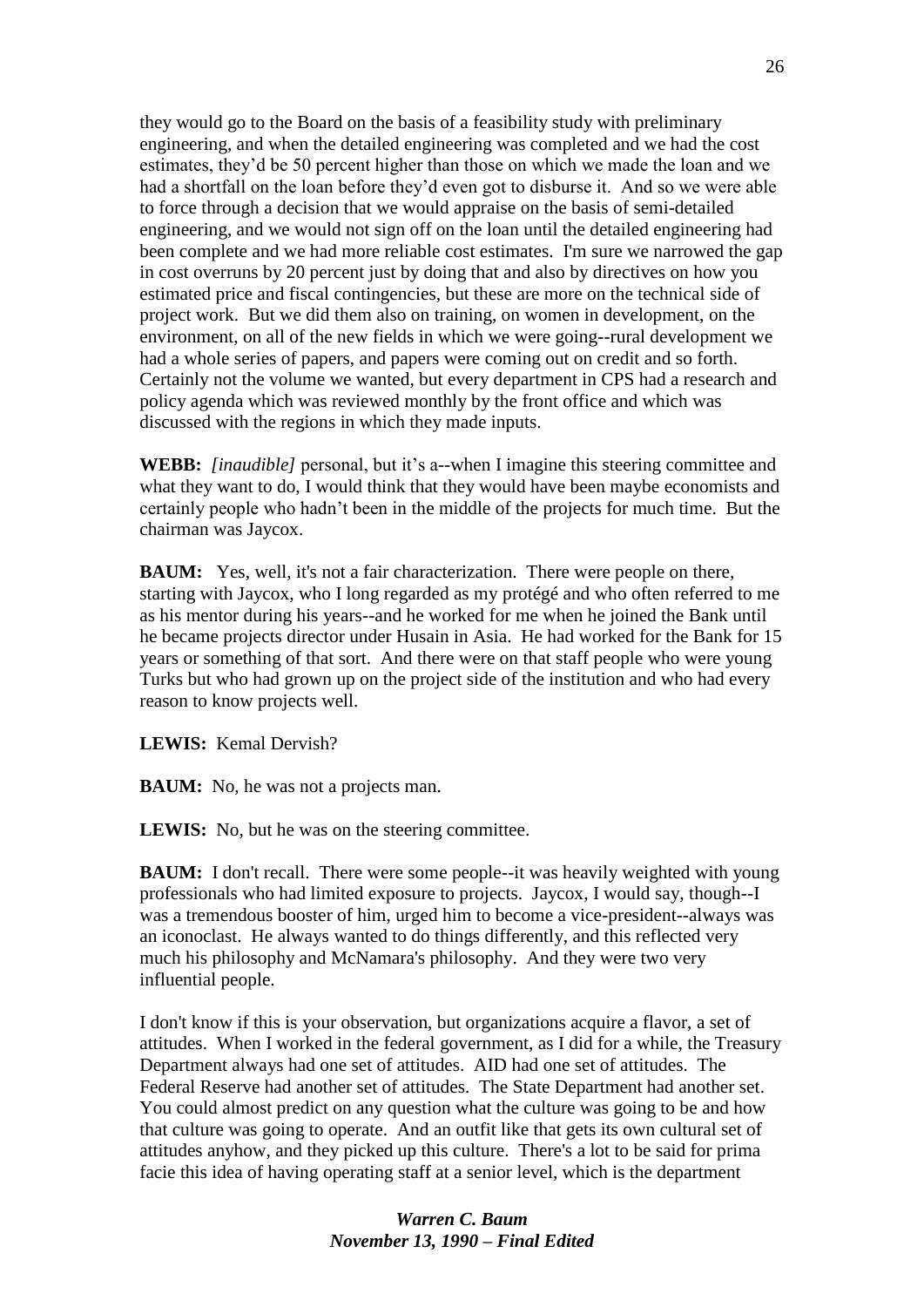they would go to the Board on the basis of a feasibility study with preliminary engineering, and when the detailed engineering was completed and we had the cost estimates, they'd be 50 percent higher than those on which we made the loan and we had a shortfall on the loan before they'd even got to disburse it. And so we were able to force through a decision that we would appraise on the basis of semi-detailed engineering, and we would not sign off on the loan until the detailed engineering had been complete and we had more reliable cost estimates. I'm sure we narrowed the gap in cost overruns by 20 percent just by doing that and also by directives on how you estimated price and fiscal contingencies, but these are more on the technical side of project work. But we did them also on training, on women in development, on the environment, on all of the new fields in which we were going--rural development we had a whole series of papers, and papers were coming out on credit and so forth. Certainly not the volume we wanted, but every department in CPS had a research and policy agenda which was reviewed monthly by the front office and which was discussed with the regions in which they made inputs.

**WEBB:** *[inaudible]* personal, but it's a--when I imagine this steering committee and what they want to do, I would think that they would have been maybe economists and certainly people who hadn't been in the middle of the projects for much time. But the chairman was Jaycox.

**BAUM:** Yes, well, it's not a fair characterization. There were people on there, starting with Jaycox, who I long regarded as my protégé and who often referred to me as his mentor during his years--and he worked for me when he joined the Bank until he became projects director under Husain in Asia. He had worked for the Bank for 15 years or something of that sort. And there were on that staff people who were young Turks but who had grown up on the project side of the institution and who had every reason to know projects well.

**LEWIS:** Kemal Dervish?

**BAUM:** No, he was not a projects man.

**LEWIS:** No, but he was on the steering committee.

**BAUM:** I don't recall. There were some people--it was heavily weighted with young professionals who had limited exposure to projects. Jaycox, I would say, though--I was a tremendous booster of him, urged him to become a vice-president--always was an iconoclast. He always wanted to do things differently, and this reflected very much his philosophy and McNamara's philosophy. And they were two very influential people.

I don't know if this is your observation, but organizations acquire a flavor, a set of attitudes. When I worked in the federal government, as I did for a while, the Treasury Department always had one set of attitudes. AID had one set of attitudes. The Federal Reserve had another set of attitudes. The State Department had another set. You could almost predict on any question what the culture was going to be and how that culture was going to operate. And an outfit like that gets its own cultural set of attitudes anyhow, and they picked up this culture. There's a lot to be said for prima facie this idea of having operating staff at a senior level, which is the department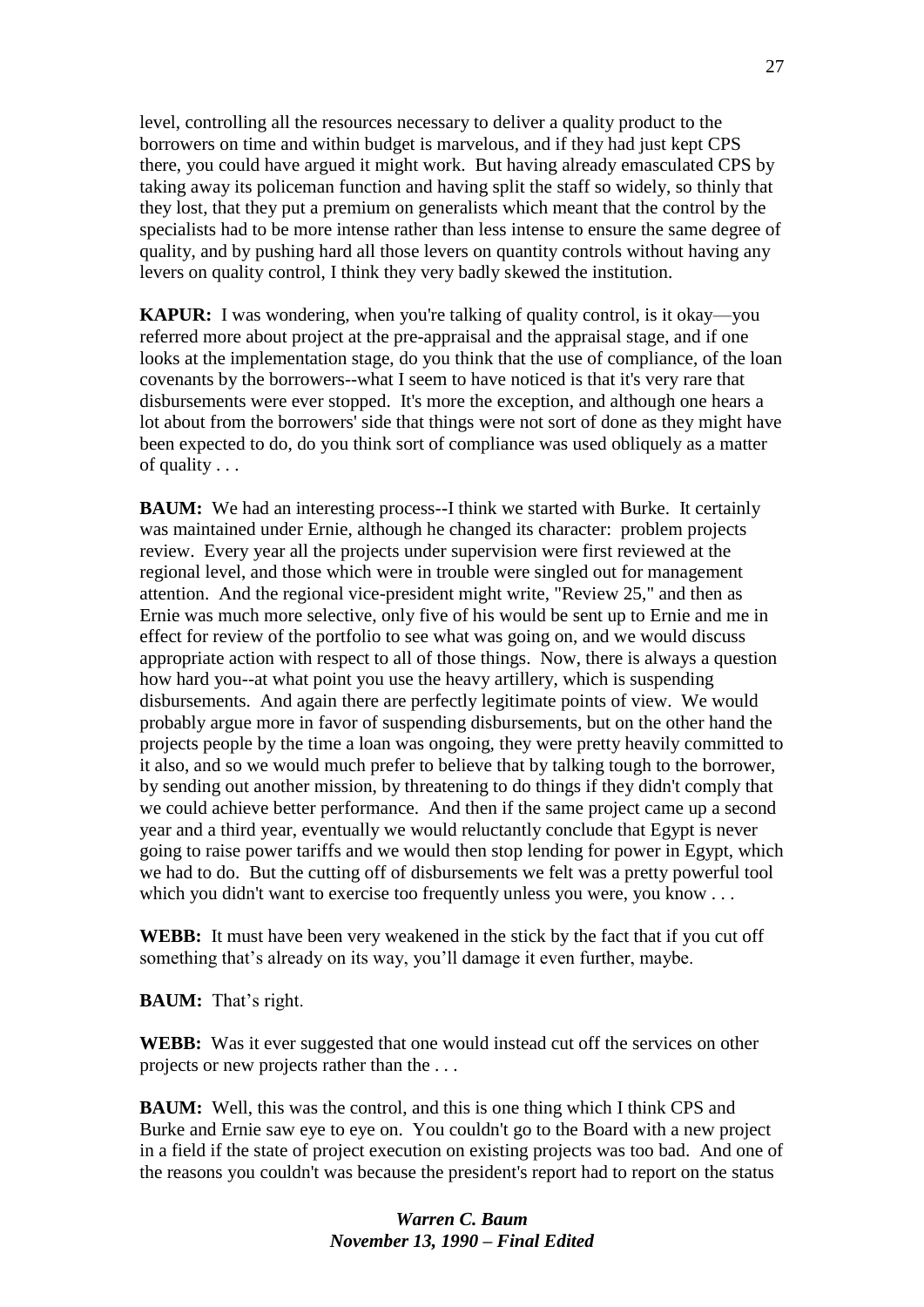level, controlling all the resources necessary to deliver a quality product to the borrowers on time and within budget is marvelous, and if they had just kept CPS there, you could have argued it might work. But having already emasculated CPS by taking away its policeman function and having split the staff so widely, so thinly that they lost, that they put a premium on generalists which meant that the control by the specialists had to be more intense rather than less intense to ensure the same degree of quality, and by pushing hard all those levers on quantity controls without having any levers on quality control, I think they very badly skewed the institution.

**KAPUR:** I was wondering, when you're talking of quality control, is it okay—you referred more about project at the pre-appraisal and the appraisal stage, and if one looks at the implementation stage, do you think that the use of compliance, of the loan covenants by the borrowers--what I seem to have noticed is that it's very rare that disbursements were ever stopped. It's more the exception, and although one hears a lot about from the borrowers' side that things were not sort of done as they might have been expected to do, do you think sort of compliance was used obliquely as a matter of quality . . .

**BAUM:** We had an interesting process--I think we started with Burke. It certainly was maintained under Ernie, although he changed its character: problem projects review. Every year all the projects under supervision were first reviewed at the regional level, and those which were in trouble were singled out for management attention. And the regional vice-president might write, "Review 25," and then as Ernie was much more selective, only five of his would be sent up to Ernie and me in effect for review of the portfolio to see what was going on, and we would discuss appropriate action with respect to all of those things. Now, there is always a question how hard you--at what point you use the heavy artillery, which is suspending disbursements. And again there are perfectly legitimate points of view. We would probably argue more in favor of suspending disbursements, but on the other hand the projects people by the time a loan was ongoing, they were pretty heavily committed to it also, and so we would much prefer to believe that by talking tough to the borrower, by sending out another mission, by threatening to do things if they didn't comply that we could achieve better performance. And then if the same project came up a second year and a third year, eventually we would reluctantly conclude that Egypt is never going to raise power tariffs and we would then stop lending for power in Egypt, which we had to do. But the cutting off of disbursements we felt was a pretty powerful tool which you didn't want to exercise too frequently unless you were, you know . . .

**WEBB:** It must have been very weakened in the stick by the fact that if you cut off something that's already on its way, you'll damage it even further, maybe.

**BAUM:** That's right.

**WEBB:** Was it ever suggested that one would instead cut off the services on other projects or new projects rather than the . . .

**BAUM:** Well, this was the control, and this is one thing which I think CPS and Burke and Ernie saw eye to eye on. You couldn't go to the Board with a new project in a field if the state of project execution on existing projects was too bad. And one of the reasons you couldn't was because the president's report had to report on the status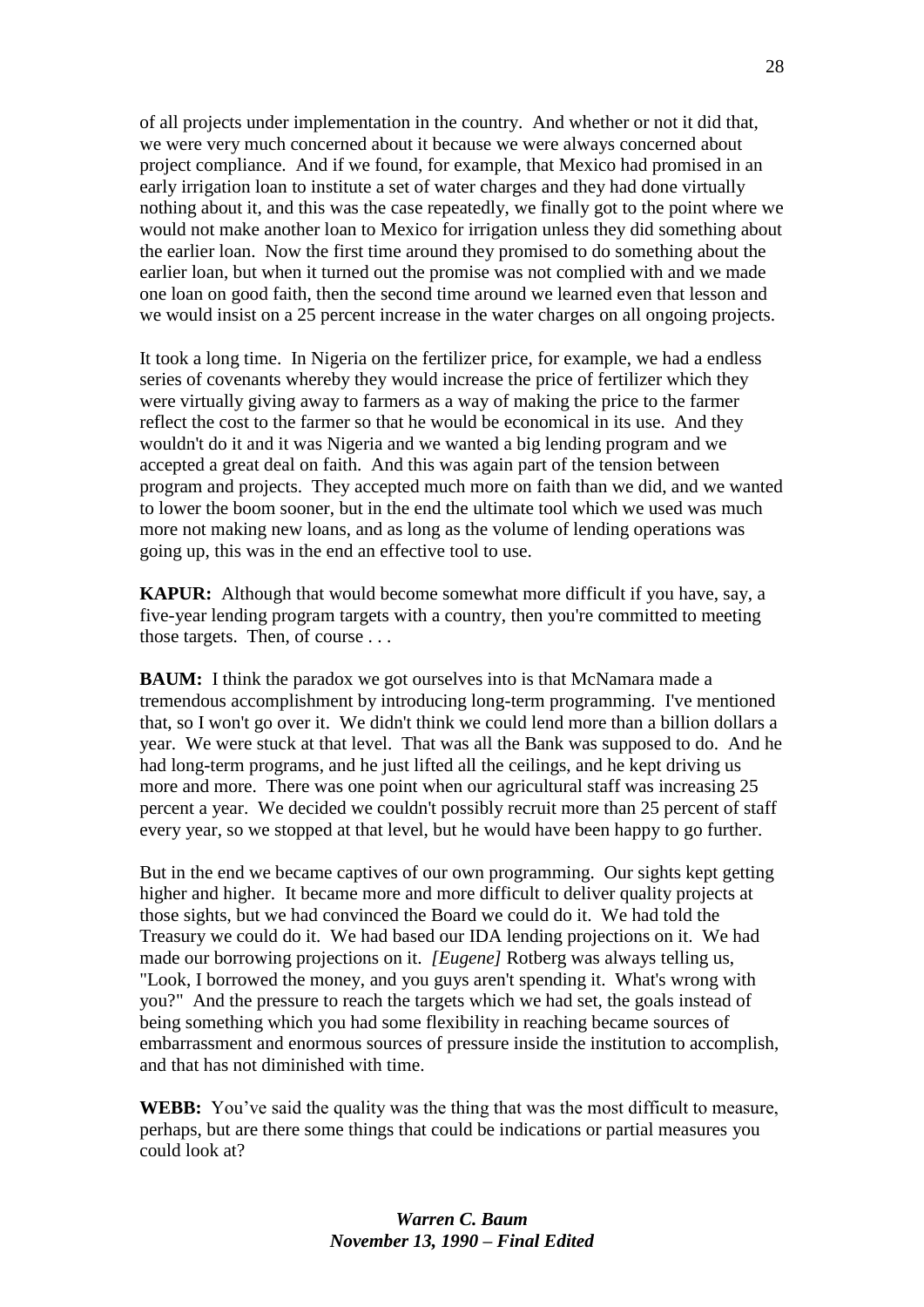of all projects under implementation in the country. And whether or not it did that, we were very much concerned about it because we were always concerned about project compliance. And if we found, for example, that Mexico had promised in an early irrigation loan to institute a set of water charges and they had done virtually nothing about it, and this was the case repeatedly, we finally got to the point where we would not make another loan to Mexico for irrigation unless they did something about the earlier loan. Now the first time around they promised to do something about the earlier loan, but when it turned out the promise was not complied with and we made one loan on good faith, then the second time around we learned even that lesson and we would insist on a 25 percent increase in the water charges on all ongoing projects.

It took a long time. In Nigeria on the fertilizer price, for example, we had a endless series of covenants whereby they would increase the price of fertilizer which they were virtually giving away to farmers as a way of making the price to the farmer reflect the cost to the farmer so that he would be economical in its use. And they wouldn't do it and it was Nigeria and we wanted a big lending program and we accepted a great deal on faith. And this was again part of the tension between program and projects. They accepted much more on faith than we did, and we wanted to lower the boom sooner, but in the end the ultimate tool which we used was much more not making new loans, and as long as the volume of lending operations was going up, this was in the end an effective tool to use.

**KAPUR:** Although that would become somewhat more difficult if you have, say, a five-year lending program targets with a country, then you're committed to meeting those targets. Then, of course . . .

**BAUM:** I think the paradox we got ourselves into is that McNamara made a tremendous accomplishment by introducing long-term programming. I've mentioned that, so I won't go over it. We didn't think we could lend more than a billion dollars a year. We were stuck at that level. That was all the Bank was supposed to do. And he had long-term programs, and he just lifted all the ceilings, and he kept driving us more and more. There was one point when our agricultural staff was increasing 25 percent a year. We decided we couldn't possibly recruit more than 25 percent of staff every year, so we stopped at that level, but he would have been happy to go further.

But in the end we became captives of our own programming. Our sights kept getting higher and higher. It became more and more difficult to deliver quality projects at those sights, but we had convinced the Board we could do it. We had told the Treasury we could do it. We had based our IDA lending projections on it. We had made our borrowing projections on it. *[Eugene]* Rotberg was always telling us, "Look, I borrowed the money, and you guys aren't spending it. What's wrong with you?" And the pressure to reach the targets which we had set, the goals instead of being something which you had some flexibility in reaching became sources of embarrassment and enormous sources of pressure inside the institution to accomplish, and that has not diminished with time.

**WEBB:** You've said the quality was the thing that was the most difficult to measure, perhaps, but are there some things that could be indications or partial measures you could look at?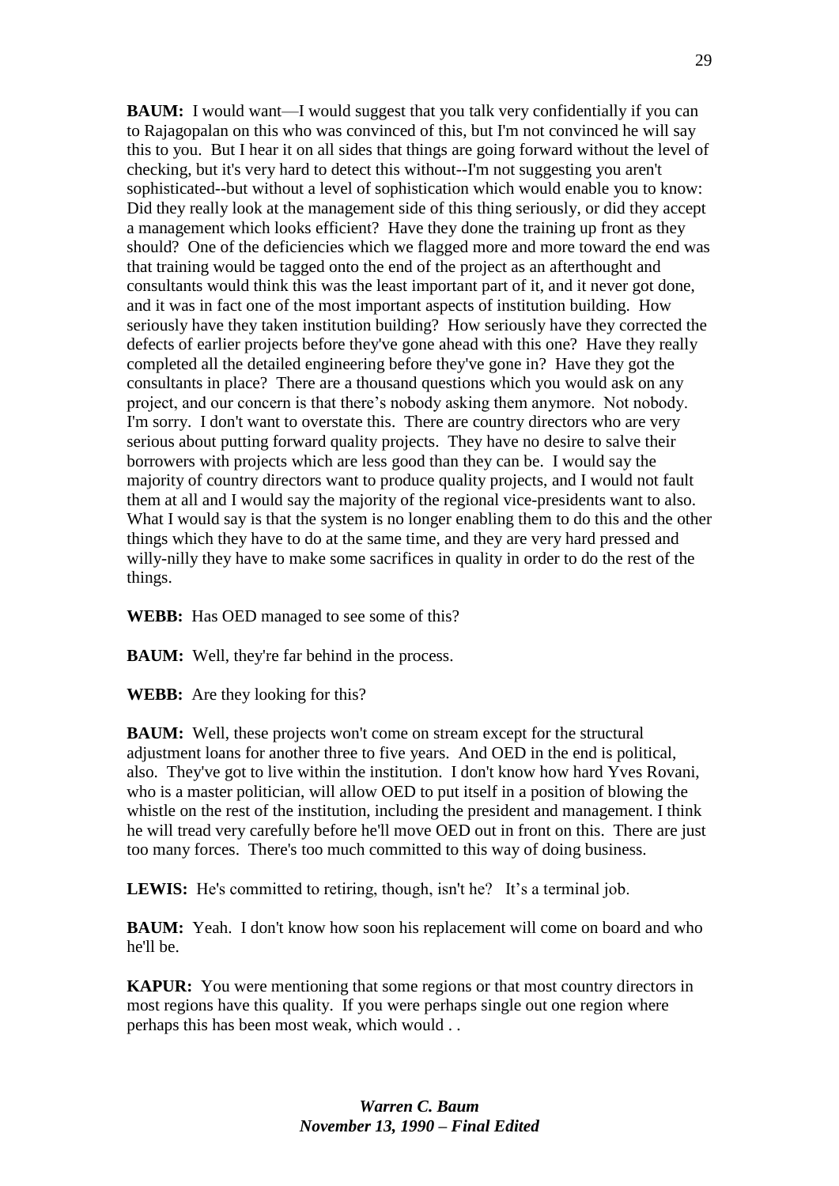**BAUM:** I would want—I would suggest that you talk very confidentially if you can to Rajagopalan on this who was convinced of this, but I'm not convinced he will say this to you. But I hear it on all sides that things are going forward without the level of checking, but it's very hard to detect this without--I'm not suggesting you aren't sophisticated--but without a level of sophistication which would enable you to know: Did they really look at the management side of this thing seriously, or did they accept a management which looks efficient? Have they done the training up front as they should? One of the deficiencies which we flagged more and more toward the end was that training would be tagged onto the end of the project as an afterthought and consultants would think this was the least important part of it, and it never got done, and it was in fact one of the most important aspects of institution building. How seriously have they taken institution building? How seriously have they corrected the defects of earlier projects before they've gone ahead with this one? Have they really completed all the detailed engineering before they've gone in? Have they got the consultants in place? There are a thousand questions which you would ask on any project, and our concern is that there's nobody asking them anymore. Not nobody. I'm sorry. I don't want to overstate this. There are country directors who are very serious about putting forward quality projects. They have no desire to salve their borrowers with projects which are less good than they can be. I would say the majority of country directors want to produce quality projects, and I would not fault them at all and I would say the majority of the regional vice-presidents want to also. What I would say is that the system is no longer enabling them to do this and the other things which they have to do at the same time, and they are very hard pressed and willy-nilly they have to make some sacrifices in quality in order to do the rest of the things.

**WEBB:** Has OED managed to see some of this?

**BAUM:** Well, they're far behind in the process.

**WEBB:** Are they looking for this?

**BAUM:** Well, these projects won't come on stream except for the structural adjustment loans for another three to five years. And OED in the end is political, also. They've got to live within the institution. I don't know how hard Yves Rovani, who is a master politician, will allow OED to put itself in a position of blowing the whistle on the rest of the institution, including the president and management. I think he will tread very carefully before he'll move OED out in front on this. There are just too many forces. There's too much committed to this way of doing business.

**LEWIS:** He's committed to retiring, though, isn't he? It's a terminal job.

**BAUM:** Yeah. I don't know how soon his replacement will come on board and who he'll be.

**KAPUR:** You were mentioning that some regions or that most country directors in most regions have this quality. If you were perhaps single out one region where perhaps this has been most weak, which would . .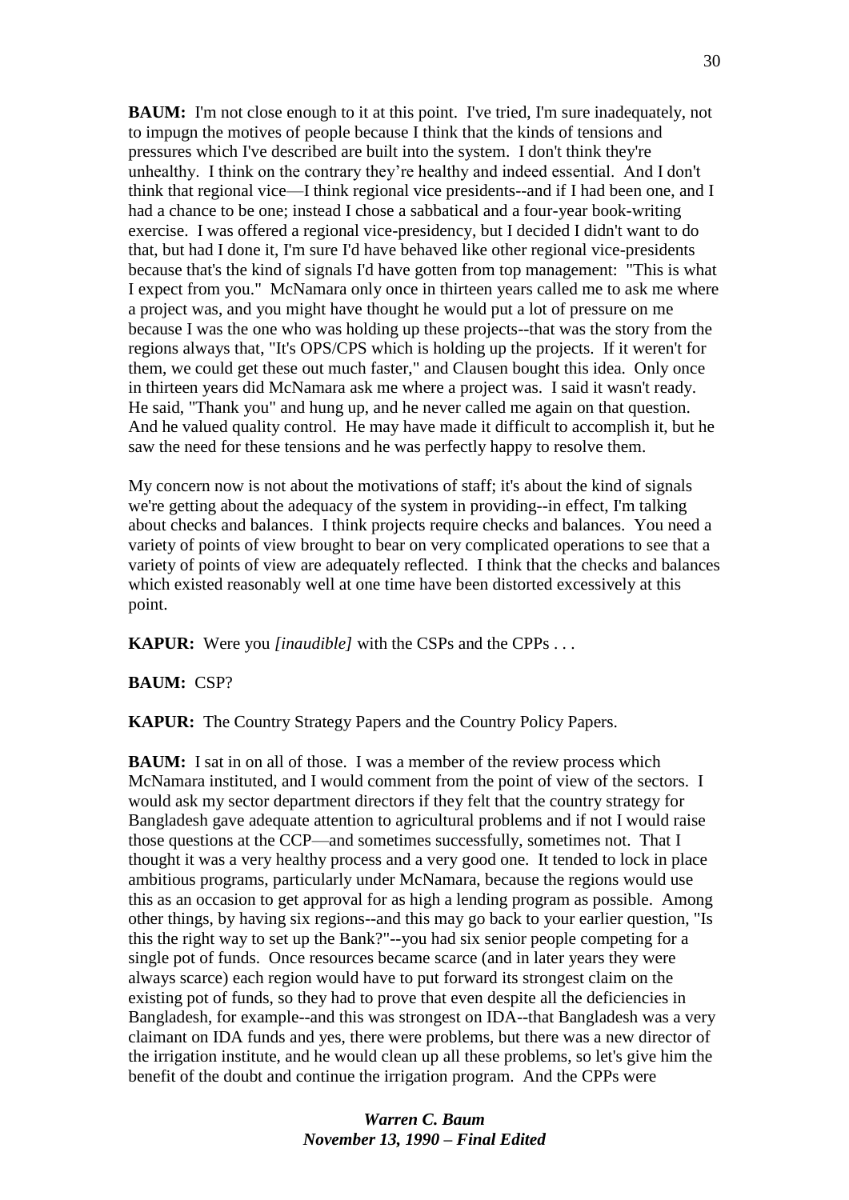**BAUM:** I'm not close enough to it at this point. I've tried, I'm sure inadequately, not to impugn the motives of people because I think that the kinds of tensions and pressures which I've described are built into the system. I don't think they're unhealthy. I think on the contrary they're healthy and indeed essential. And I don't think that regional vice—I think regional vice presidents--and if I had been one, and I had a chance to be one; instead I chose a sabbatical and a four-year book-writing exercise. I was offered a regional vice-presidency, but I decided I didn't want to do that, but had I done it, I'm sure I'd have behaved like other regional vice-presidents because that's the kind of signals I'd have gotten from top management: "This is what I expect from you." McNamara only once in thirteen years called me to ask me where a project was, and you might have thought he would put a lot of pressure on me because I was the one who was holding up these projects--that was the story from the regions always that, "It's OPS/CPS which is holding up the projects. If it weren't for them, we could get these out much faster," and Clausen bought this idea. Only once in thirteen years did McNamara ask me where a project was. I said it wasn't ready. He said, "Thank you" and hung up, and he never called me again on that question. And he valued quality control. He may have made it difficult to accomplish it, but he saw the need for these tensions and he was perfectly happy to resolve them.

My concern now is not about the motivations of staff; it's about the kind of signals we're getting about the adequacy of the system in providing--in effect, I'm talking about checks and balances. I think projects require checks and balances. You need a variety of points of view brought to bear on very complicated operations to see that a variety of points of view are adequately reflected. I think that the checks and balances which existed reasonably well at one time have been distorted excessively at this point.

**KAPUR:** Were you *[inaudible]* with the CSPs and the CPPs . . .

**BAUM:** CSP?

**KAPUR:** The Country Strategy Papers and the Country Policy Papers.

**BAUM:** I sat in on all of those. I was a member of the review process which McNamara instituted, and I would comment from the point of view of the sectors. I would ask my sector department directors if they felt that the country strategy for Bangladesh gave adequate attention to agricultural problems and if not I would raise those questions at the CCP—and sometimes successfully, sometimes not. That I thought it was a very healthy process and a very good one. It tended to lock in place ambitious programs, particularly under McNamara, because the regions would use this as an occasion to get approval for as high a lending program as possible. Among other things, by having six regions--and this may go back to your earlier question, "Is this the right way to set up the Bank?"--you had six senior people competing for a single pot of funds. Once resources became scarce (and in later years they were always scarce) each region would have to put forward its strongest claim on the existing pot of funds, so they had to prove that even despite all the deficiencies in Bangladesh, for example--and this was strongest on IDA--that Bangladesh was a very claimant on IDA funds and yes, there were problems, but there was a new director of the irrigation institute, and he would clean up all these problems, so let's give him the benefit of the doubt and continue the irrigation program. And the CPPs were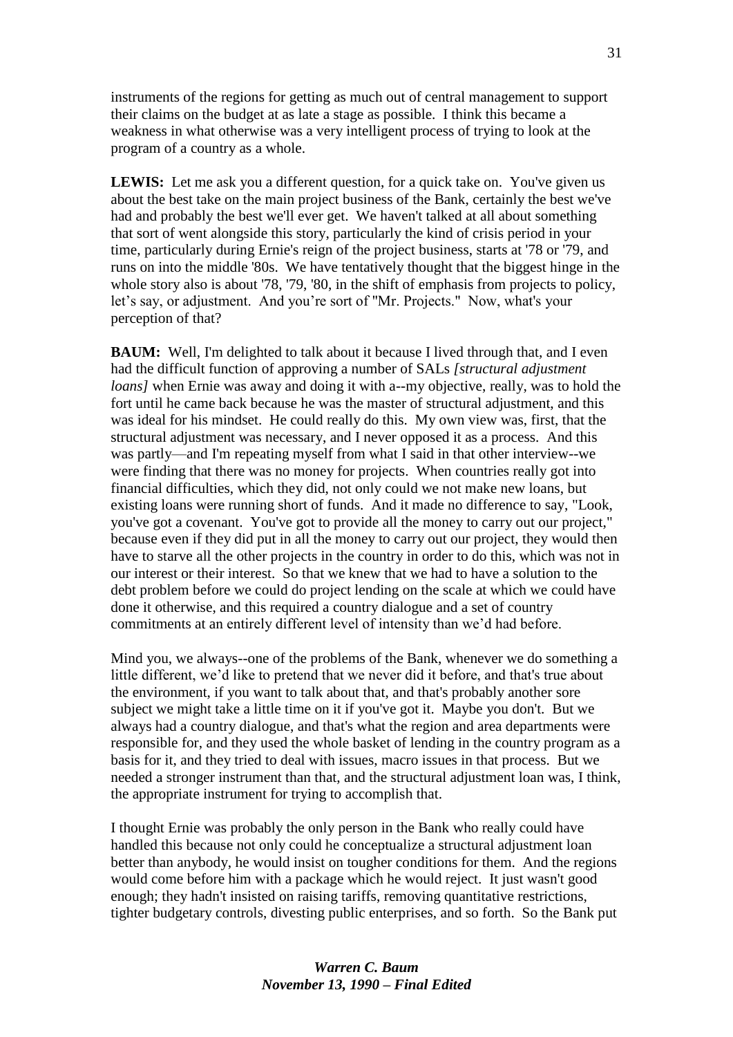instruments of the regions for getting as much out of central management to support their claims on the budget at as late a stage as possible. I think this became a weakness in what otherwise was a very intelligent process of trying to look at the program of a country as a whole.

**LEWIS:** Let me ask you a different question, for a quick take on. You've given us about the best take on the main project business of the Bank, certainly the best we've had and probably the best we'll ever get. We haven't talked at all about something that sort of went alongside this story, particularly the kind of crisis period in your time, particularly during Ernie's reign of the project business, starts at '78 or '79, and runs on into the middle '80s. We have tentatively thought that the biggest hinge in the whole story also is about '78, '79, '80, in the shift of emphasis from projects to policy, let's say, or adjustment. And you're sort of "Mr. Projects." Now, what's your perception of that?

**BAUM:** Well, I'm delighted to talk about it because I lived through that, and I even had the difficult function of approving a number of SALs *[structural adjustment loans]* when Ernie was away and doing it with a--my objective, really, was to hold the fort until he came back because he was the master of structural adjustment, and this was ideal for his mindset. He could really do this. My own view was, first, that the structural adjustment was necessary, and I never opposed it as a process. And this was partly—and I'm repeating myself from what I said in that other interview--we were finding that there was no money for projects. When countries really got into financial difficulties, which they did, not only could we not make new loans, but existing loans were running short of funds. And it made no difference to say, "Look, you've got a covenant. You've got to provide all the money to carry out our project," because even if they did put in all the money to carry out our project, they would then have to starve all the other projects in the country in order to do this, which was not in our interest or their interest. So that we knew that we had to have a solution to the debt problem before we could do project lending on the scale at which we could have done it otherwise, and this required a country dialogue and a set of country commitments at an entirely different level of intensity than we'd had before.

Mind you, we always--one of the problems of the Bank, whenever we do something a little different, we'd like to pretend that we never did it before, and that's true about the environment, if you want to talk about that, and that's probably another sore subject we might take a little time on it if you've got it. Maybe you don't. But we always had a country dialogue, and that's what the region and area departments were responsible for, and they used the whole basket of lending in the country program as a basis for it, and they tried to deal with issues, macro issues in that process. But we needed a stronger instrument than that, and the structural adjustment loan was, I think, the appropriate instrument for trying to accomplish that.

I thought Ernie was probably the only person in the Bank who really could have handled this because not only could he conceptualize a structural adjustment loan better than anybody, he would insist on tougher conditions for them. And the regions would come before him with a package which he would reject. It just wasn't good enough; they hadn't insisted on raising tariffs, removing quantitative restrictions, tighter budgetary controls, divesting public enterprises, and so forth. So the Bank put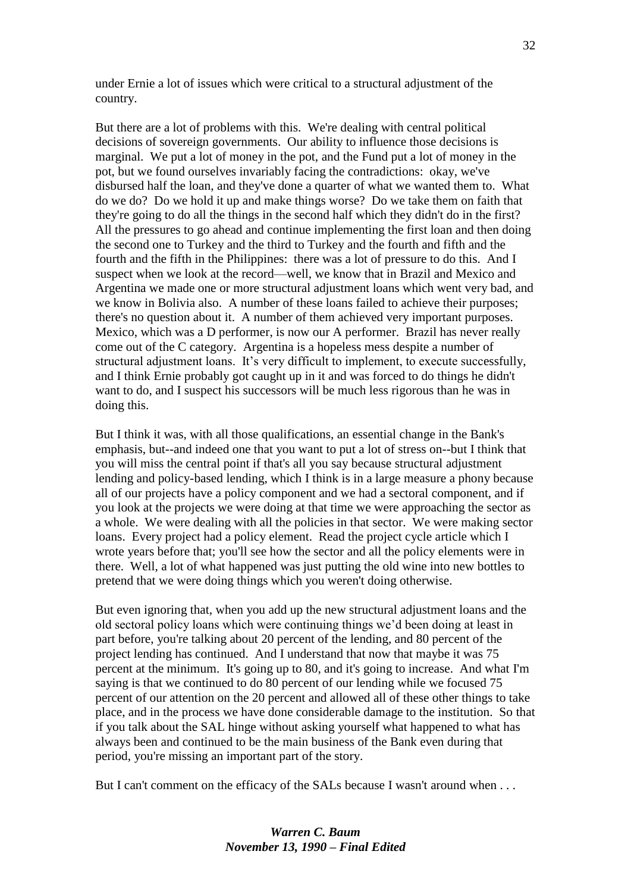under Ernie a lot of issues which were critical to a structural adjustment of the country.

But there are a lot of problems with this. We're dealing with central political decisions of sovereign governments. Our ability to influence those decisions is marginal. We put a lot of money in the pot, and the Fund put a lot of money in the pot, but we found ourselves invariably facing the contradictions: okay, we've disbursed half the loan, and they've done a quarter of what we wanted them to. What do we do? Do we hold it up and make things worse? Do we take them on faith that they're going to do all the things in the second half which they didn't do in the first? All the pressures to go ahead and continue implementing the first loan and then doing the second one to Turkey and the third to Turkey and the fourth and fifth and the fourth and the fifth in the Philippines: there was a lot of pressure to do this. And I suspect when we look at the record—well, we know that in Brazil and Mexico and Argentina we made one or more structural adjustment loans which went very bad, and we know in Bolivia also. A number of these loans failed to achieve their purposes; there's no question about it. A number of them achieved very important purposes. Mexico, which was a D performer, is now our A performer. Brazil has never really come out of the C category. Argentina is a hopeless mess despite a number of structural adjustment loans. It's very difficult to implement, to execute successfully, and I think Ernie probably got caught up in it and was forced to do things he didn't want to do, and I suspect his successors will be much less rigorous than he was in doing this.

But I think it was, with all those qualifications, an essential change in the Bank's emphasis, but--and indeed one that you want to put a lot of stress on--but I think that you will miss the central point if that's all you say because structural adjustment lending and policy-based lending, which I think is in a large measure a phony because all of our projects have a policy component and we had a sectoral component, and if you look at the projects we were doing at that time we were approaching the sector as a whole. We were dealing with all the policies in that sector. We were making sector loans. Every project had a policy element. Read the project cycle article which I wrote years before that; you'll see how the sector and all the policy elements were in there. Well, a lot of what happened was just putting the old wine into new bottles to pretend that we were doing things which you weren't doing otherwise.

But even ignoring that, when you add up the new structural adjustment loans and the old sectoral policy loans which were continuing things we'd been doing at least in part before, you're talking about 20 percent of the lending, and 80 percent of the project lending has continued. And I understand that now that maybe it was 75 percent at the minimum. It's going up to 80, and it's going to increase. And what I'm saying is that we continued to do 80 percent of our lending while we focused 75 percent of our attention on the 20 percent and allowed all of these other things to take place, and in the process we have done considerable damage to the institution. So that if you talk about the SAL hinge without asking yourself what happened to what has always been and continued to be the main business of the Bank even during that period, you're missing an important part of the story.

But I can't comment on the efficacy of the SALs because I wasn't around when . . .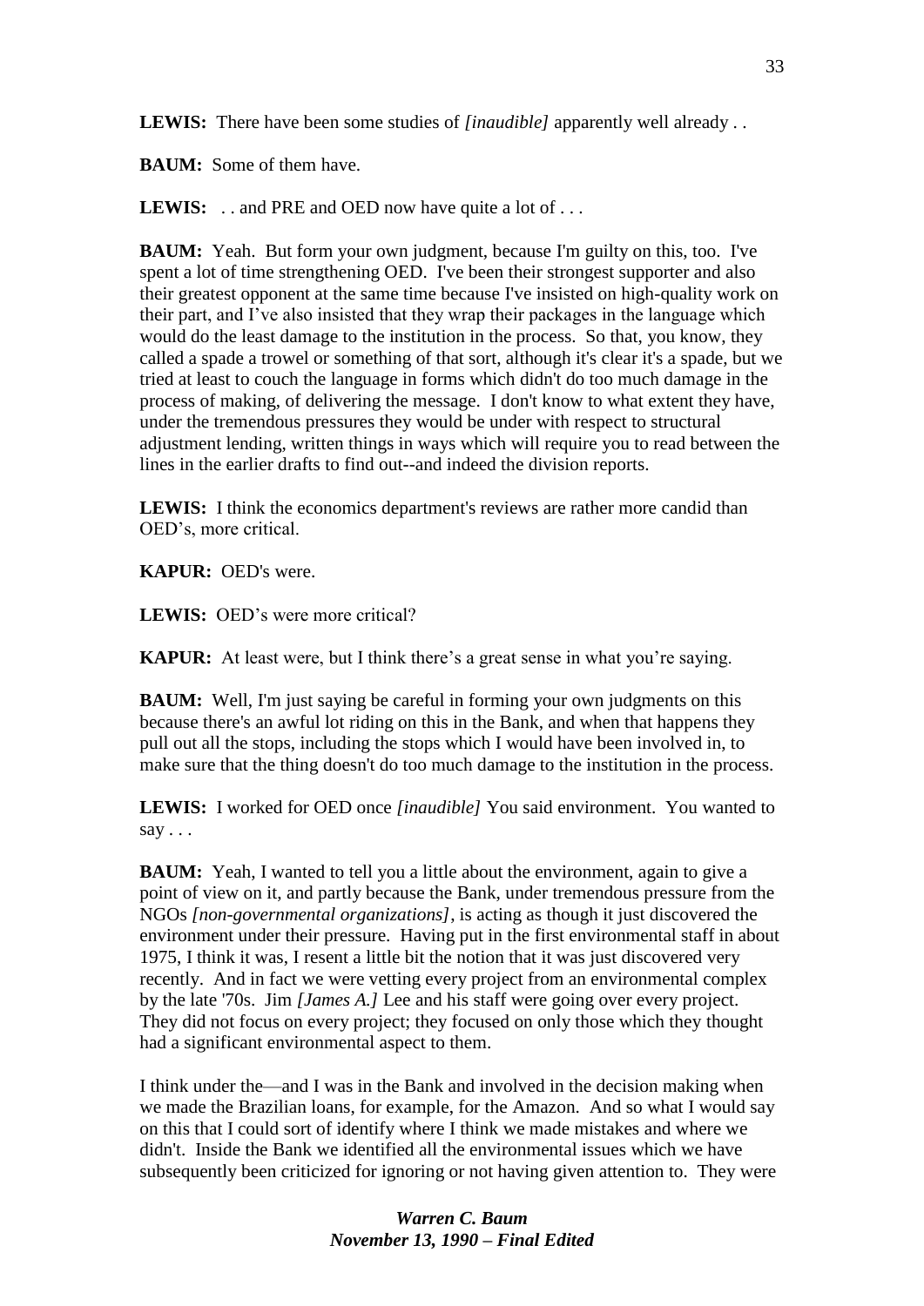**LEWIS:** There have been some studies of *[inaudible]* apparently well already . .

**BAUM:** Some of them have.

**LEWIS:** . . and PRE and OED now have quite a lot of . . .

**BAUM:** Yeah. But form your own judgment, because I'm guilty on this, too. I've spent a lot of time strengthening OED. I've been their strongest supporter and also their greatest opponent at the same time because I've insisted on high-quality work on their part, and I've also insisted that they wrap their packages in the language which would do the least damage to the institution in the process. So that, you know, they called a spade a trowel or something of that sort, although it's clear it's a spade, but we tried at least to couch the language in forms which didn't do too much damage in the process of making, of delivering the message. I don't know to what extent they have, under the tremendous pressures they would be under with respect to structural adjustment lending, written things in ways which will require you to read between the lines in the earlier drafts to find out--and indeed the division reports.

**LEWIS:** I think the economics department's reviews are rather more candid than OED's, more critical.

**KAPUR:** OED's were.

**LEWIS:** OED's were more critical?

**KAPUR:** At least were, but I think there's a great sense in what you're saying.

**BAUM:** Well, I'm just saying be careful in forming your own judgments on this because there's an awful lot riding on this in the Bank, and when that happens they pull out all the stops, including the stops which I would have been involved in, to make sure that the thing doesn't do too much damage to the institution in the process.

**LEWIS:** I worked for OED once *[inaudible]* You said environment. You wanted to say . . .

**BAUM:** Yeah, I wanted to tell you a little about the environment, again to give a point of view on it, and partly because the Bank, under tremendous pressure from the NGOs *[non-governmental organizations]*, is acting as though it just discovered the environment under their pressure. Having put in the first environmental staff in about 1975, I think it was, I resent a little bit the notion that it was just discovered very recently. And in fact we were vetting every project from an environmental complex by the late '70s. Jim *[James A.]* Lee and his staff were going over every project. They did not focus on every project; they focused on only those which they thought had a significant environmental aspect to them.

I think under the—and I was in the Bank and involved in the decision making when we made the Brazilian loans, for example, for the Amazon. And so what I would say on this that I could sort of identify where I think we made mistakes and where we didn't. Inside the Bank we identified all the environmental issues which we have subsequently been criticized for ignoring or not having given attention to. They were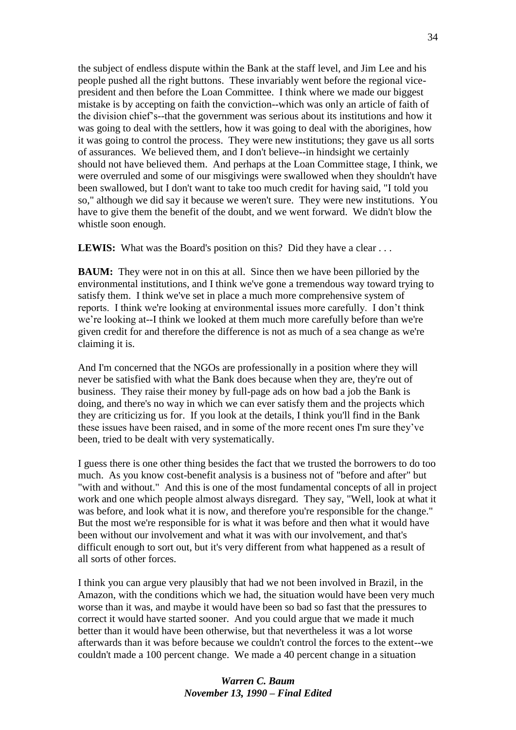the subject of endless dispute within the Bank at the staff level, and Jim Lee and his people pushed all the right buttons. These invariably went before the regional vice-president and then before the Loan Committee. I think where we made our biggest mistake is by accepting on faith the conviction--which was only an article of faith of the division chief's--that the government was serious about its institutions and how it was going to deal with the settlers, how it was going to deal with the aborigines, how it was going to control the process. They were new institutions; they gave us all sorts of assurances. We believed them, and I don't believe--in hindsight we certainly should not have believed them. And perhaps at the Loan Committee stage, I think, we were overruled and some of our misgivings were swallowed when they shouldn't have been swallowed, but I don't want to take too much credit for having said, "I told you so," although we did say it because we weren't sure. They were new institutions. You have to give them the benefit of the doubt, and we went forward. We didn't blow the whistle soon enough.

**LEWIS:** What was the Board's position on this? Did they have a clear . . .

**BAUM:** They were not in on this at all. Since then we have been pilloried by the environmental institutions, and I think we've gone a tremendous way toward trying to satisfy them. I think we've set in place a much more comprehensive system of reports. I think we're looking at environmental issues more carefully. I don't think we're looking at--I think we looked at them much more carefully before than we're given credit for and therefore the difference is not as much of a sea change as we're claiming it is.

And I'm concerned that the NGOs are professionally in a position where they will never be satisfied with what the Bank does because when they are, they're out of business. They raise their money by full-page ads on how bad a job the Bank is doing, and there's no way in which we can ever satisfy them and the projects which they are criticizing us for. If you look at the details, I think you'll find in the Bank these issues have been raised, and in some of the more recent ones I'm sure they've been, tried to be dealt with very systematically.

I guess there is one other thing besides the fact that we trusted the borrowers to do too much. As you know cost-benefit analysis is a business not of "before and after" but "with and without." And this is one of the most fundamental concepts of all in project work and one which people almost always disregard. They say, "Well, look at what it was before, and look what it is now, and therefore you're responsible for the change." But the most we're responsible for is what it was before and then what it would have been without our involvement and what it was with our involvement, and that's difficult enough to sort out, but it's very different from what happened as a result of all sorts of other forces.

I think you can argue very plausibly that had we not been involved in Brazil, in the Amazon, with the conditions which we had, the situation would have been very much worse than it was, and maybe it would have been so bad so fast that the pressures to correct it would have started sooner. And you could argue that we made it much better than it would have been otherwise, but that nevertheless it was a lot worse afterwards than it was before because we couldn't control the forces to the extent--we couldn't made a 100 percent change. We made a 40 percent change in a situation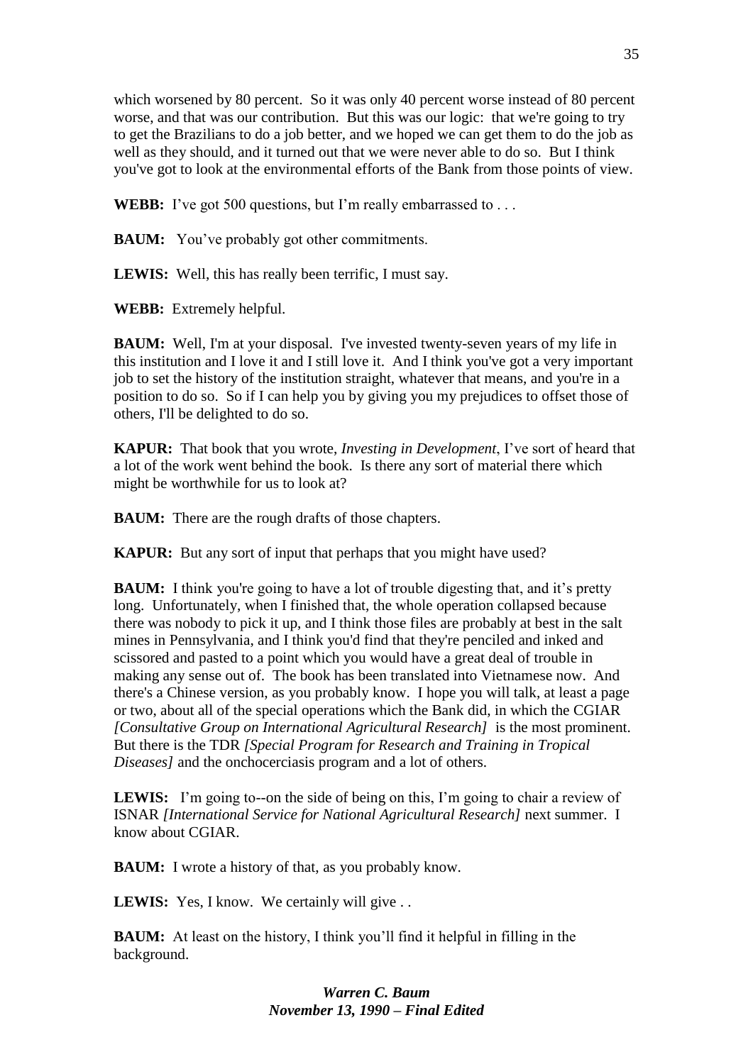which worsened by 80 percent. So it was only 40 percent worse instead of 80 percent worse, and that was our contribution. But this was our logic: that we're going to try to get the Brazilians to do a job better, and we hoped we can get them to do the job as well as they should, and it turned out that we were never able to do so. But I think you've got to look at the environmental efforts of the Bank from those points of view.

**WEBB:** I've got 500 questions, but I'm really embarrassed to . . .

**BAUM:** You've probably got other commitments.

**LEWIS:** Well, this has really been terrific, I must say.

**WEBB:** Extremely helpful.

**BAUM:** Well, I'm at your disposal. I've invested twenty-seven years of my life in this institution and I love it and I still love it. And I think you've got a very important job to set the history of the institution straight, whatever that means, and you're in a position to do so. So if I can help you by giving you my prejudices to offset those of others, I'll be delighted to do so.

**KAPUR:** That book that you wrote, *Investing in Development*, I've sort of heard that a lot of the work went behind the book. Is there any sort of material there which might be worthwhile for us to look at?

**BAUM:** There are the rough drafts of those chapters.

**KAPUR:** But any sort of input that perhaps that you might have used?

**BAUM:** I think you're going to have a lot of trouble digesting that, and it's pretty long. Unfortunately, when I finished that, the whole operation collapsed because there was nobody to pick it up, and I think those files are probably at best in the salt mines in Pennsylvania, and I think you'd find that they're penciled and inked and scissored and pasted to a point which you would have a great deal of trouble in making any sense out of. The book has been translated into Vietnamese now. And there's a Chinese version, as you probably know. I hope you will talk, at least a page or two, about all of the special operations which the Bank did, in which the CGIAR *[Consultative Group on International Agricultural Research]* is the most prominent. But there is the TDR *[Special Program for Research and Training in Tropical Diseases]* and the onchocerciasis program and a lot of others.

**LEWIS:** I'm going to--on the side of being on this, I'm going to chair a review of ISNAR *[International Service for National Agricultural Research]* next summer. I know about CGIAR.

**BAUM:** I wrote a history of that, as you probably know.

**LEWIS:** Yes, I know. We certainly will give . .

**BAUM:** At least on the history, I think you'll find it helpful in filling in the background.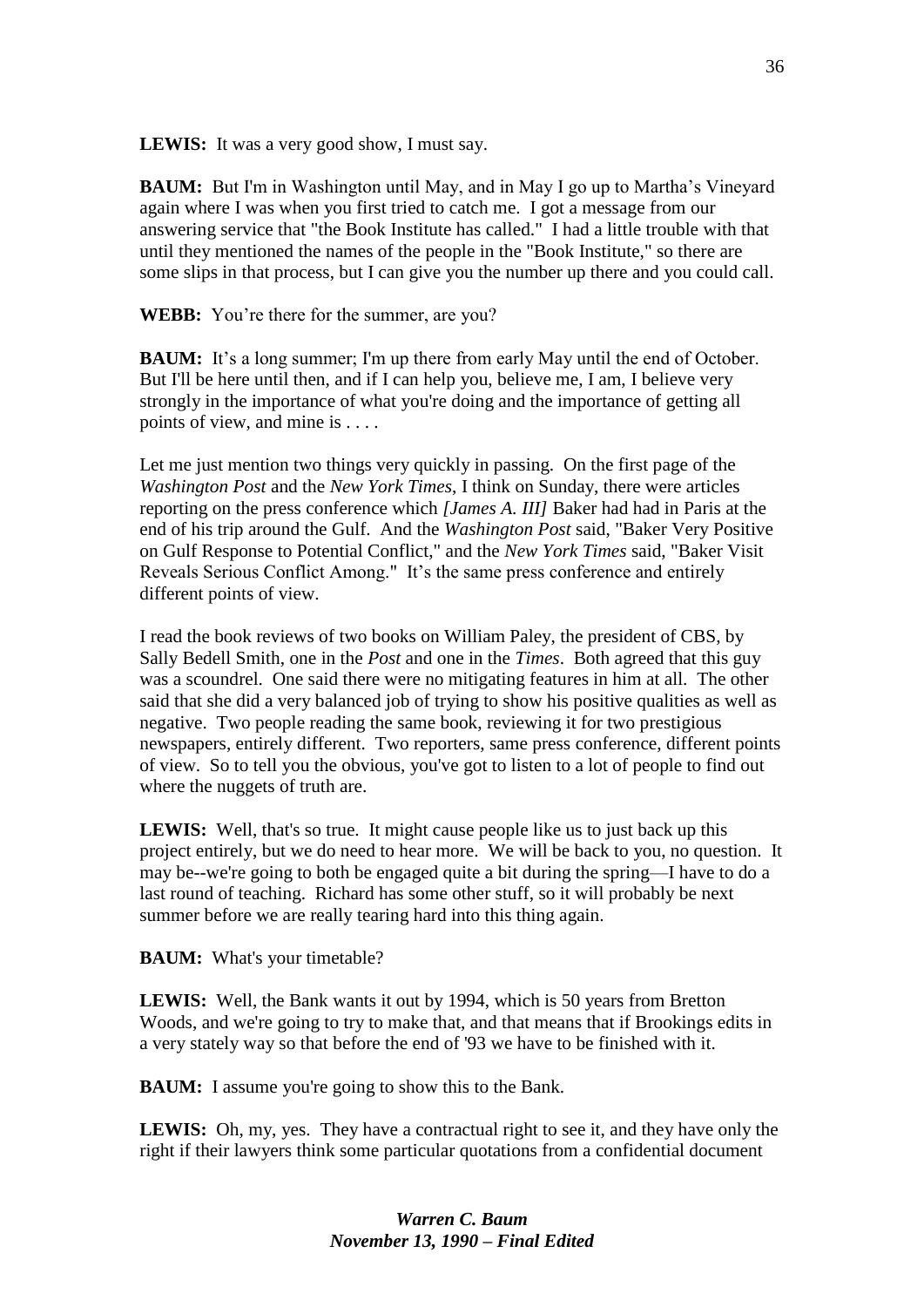**LEWIS:** It was a very good show, I must say.

**BAUM:** But I'm in Washington until May, and in May I go up to Martha's Vineyard again where I was when you first tried to catch me. I got a message from our answering service that "the Book Institute has called." I had a little trouble with that until they mentioned the names of the people in the "Book Institute," so there are some slips in that process, but I can give you the number up there and you could call.

**WEBB:** You're there for the summer, are you?

**BAUM:** It's a long summer; I'm up there from early May until the end of October. But I'll be here until then, and if I can help you, believe me, I am, I believe very strongly in the importance of what you're doing and the importance of getting all points of view, and mine is . . . .

Let me just mention two things very quickly in passing. On the first page of the *Washington Post* and the *New York Times*, I think on Sunday, there were articles reporting on the press conference which *[James A. III]* Baker had had in Paris at the end of his trip around the Gulf. And the *Washington Post* said, "Baker Very Positive on Gulf Response to Potential Conflict," and the *New York Times* said, "Baker Visit Reveals Serious Conflict Among." It's the same press conference and entirely different points of view.

I read the book reviews of two books on William Paley, the president of CBS, by Sally Bedell Smith, one in the *Post* and one in the *Times*. Both agreed that this guy was a scoundrel. One said there were no mitigating features in him at all. The other said that she did a very balanced job of trying to show his positive qualities as well as negative. Two people reading the same book, reviewing it for two prestigious newspapers, entirely different. Two reporters, same press conference, different points of view. So to tell you the obvious, you've got to listen to a lot of people to find out where the nuggets of truth are.

**LEWIS:** Well, that's so true. It might cause people like us to just back up this project entirely, but we do need to hear more. We will be back to you, no question. It may be--we're going to both be engaged quite a bit during the spring—I have to do a last round of teaching. Richard has some other stuff, so it will probably be next summer before we are really tearing hard into this thing again.

**BAUM:** What's your timetable?

**LEWIS:** Well, the Bank wants it out by 1994, which is 50 years from Bretton Woods, and we're going to try to make that, and that means that if Brookings edits in a very stately way so that before the end of '93 we have to be finished with it.

**BAUM:** I assume you're going to show this to the Bank.

**LEWIS:** Oh, my, yes. They have a contractual right to see it, and they have only the right if their lawyers think some particular quotations from a confidential document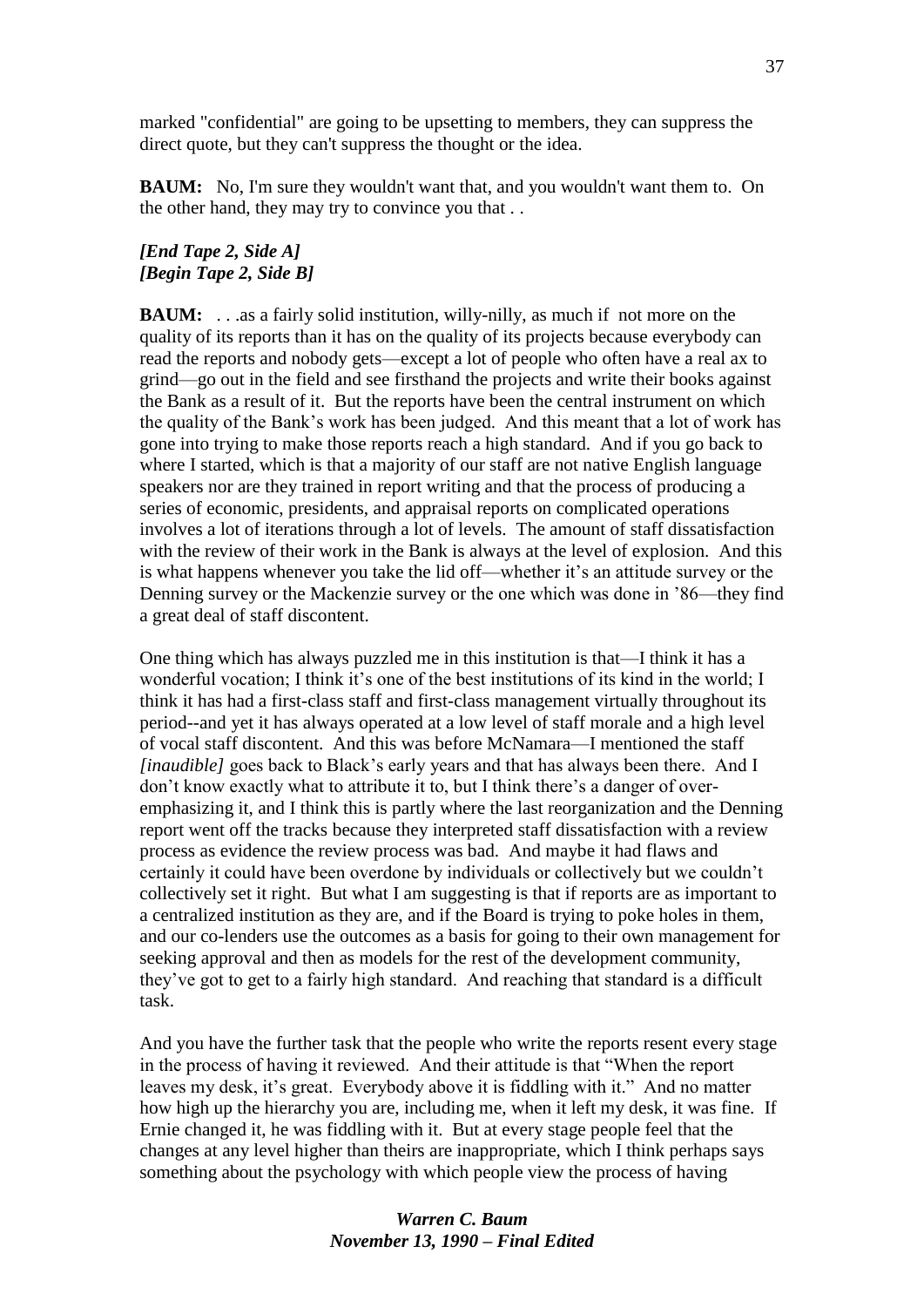marked "confidential" are going to be upsetting to members, they can suppress the direct quote, but they can't suppress the thought or the idea.

**BAUM:** No, I'm sure they wouldn't want that, and you wouldn't want them to. On the other hand, they may try to convince you that . .

***[End Tape 2, Side A]***
***[Begin Tape 2, Side B]***

**BAUM:** . . .as a fairly solid institution, willy-nilly, as much if not more on the quality of its reports than it has on the quality of its projects because everybody can read the reports and nobody gets—except a lot of people who often have a real ax to grind—go out in the field and see firsthand the projects and write their books against the Bank as a result of it. But the reports have been the central instrument on which the quality of the Bank's work has been judged. And this meant that a lot of work has gone into trying to make those reports reach a high standard. And if you go back to where I started, which is that a majority of our staff are not native English language speakers nor are they trained in report writing and that the process of producing a series of economic, presidents, and appraisal reports on complicated operations involves a lot of iterations through a lot of levels. The amount of staff dissatisfaction with the review of their work in the Bank is always at the level of explosion. And this is what happens whenever you take the lid off—whether it's an attitude survey or the Denning survey or the Mackenzie survey or the one which was done in '86—they find a great deal of staff discontent.

One thing which has always puzzled me in this institution is that—I think it has a wonderful vocation; I think it's one of the best institutions of its kind in the world; I think it has had a first-class staff and first-class management virtually throughout its period--and yet it has always operated at a low level of staff morale and a high level of vocal staff discontent. And this was before McNamara—I mentioned the staff *[inaudible]* goes back to Black's early years and that has always been there. And I don't know exactly what to attribute it to, but I think there's a danger of over-emphasizing it, and I think this is partly where the last reorganization and the Denning report went off the tracks because they interpreted staff dissatisfaction with a review process as evidence the review process was bad. And maybe it had flaws and certainly it could have been overdone by individuals or collectively but we couldn't collectively set it right. But what I am suggesting is that if reports are as important to a centralized institution as they are, and if the Board is trying to poke holes in them, and our co-lenders use the outcomes as a basis for going to their own management for seeking approval and then as models for the rest of the development community, they've got to get to a fairly high standard. And reaching that standard is a difficult task.

And you have the further task that the people who write the reports resent every stage in the process of having it reviewed. And their attitude is that "When the report leaves my desk, it's great. Everybody above it is fiddling with it." And no matter how high up the hierarchy you are, including me, when it left my desk, it was fine. If Ernie changed it, he was fiddling with it. But at every stage people feel that the changes at any level higher than theirs are inappropriate, which I think perhaps says something about the psychology with which people view the process of having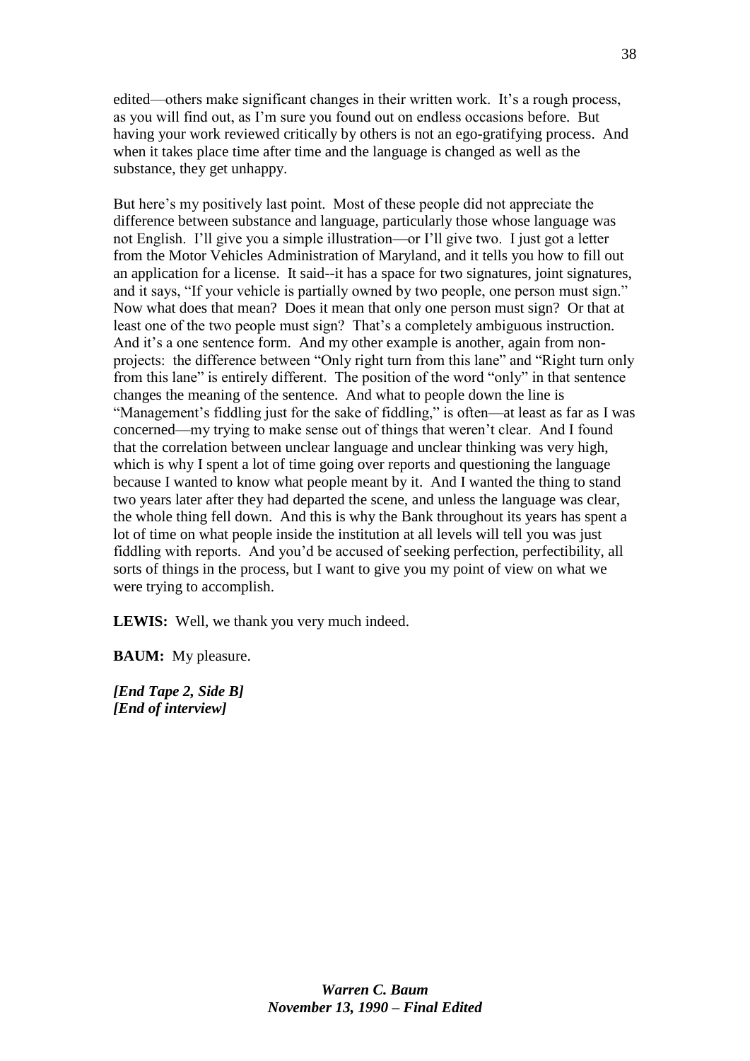edited—others make significant changes in their written work. It's a rough process, as you will find out, as I'm sure you found out on endless occasions before. But having your work reviewed critically by others is not an ego-gratifying process. And when it takes place time after time and the language is changed as well as the substance, they get unhappy.

But here's my positively last point. Most of these people did not appreciate the difference between substance and language, particularly those whose language was not English. I'll give you a simple illustration—or I'll give two. I just got a letter from the Motor Vehicles Administration of Maryland, and it tells you how to fill out an application for a license. It said--it has a space for two signatures, joint signatures, and it says, "If your vehicle is partially owned by two people, one person must sign." Now what does that mean? Does it mean that only one person must sign? Or that at least one of the two people must sign? That's a completely ambiguous instruction. And it's a one sentence form. And my other example is another, again from non-projects: the difference between "Only right turn from this lane" and "Right turn only from this lane" is entirely different. The position of the word "only" in that sentence changes the meaning of the sentence. And what to people down the line is "Management's fiddling just for the sake of fiddling," is often—at least as far as I was concerned—my trying to make sense out of things that weren't clear. And I found that the correlation between unclear language and unclear thinking was very high, which is why I spent a lot of time going over reports and questioning the language because I wanted to know what people meant by it. And I wanted the thing to stand two years later after they had departed the scene, and unless the language was clear, the whole thing fell down. And this is why the Bank throughout its years has spent a lot of time on what people inside the institution at all levels will tell you was just fiddling with reports. And you'd be accused of seeking perfection, perfectibility, all sorts of things in the process, but I want to give you my point of view on what we were trying to accomplish.

**LEWIS:** Well, we thank you very much indeed.

**BAUM:** My pleasure.

***[End Tape 2, Side B]***
***[End of interview]***